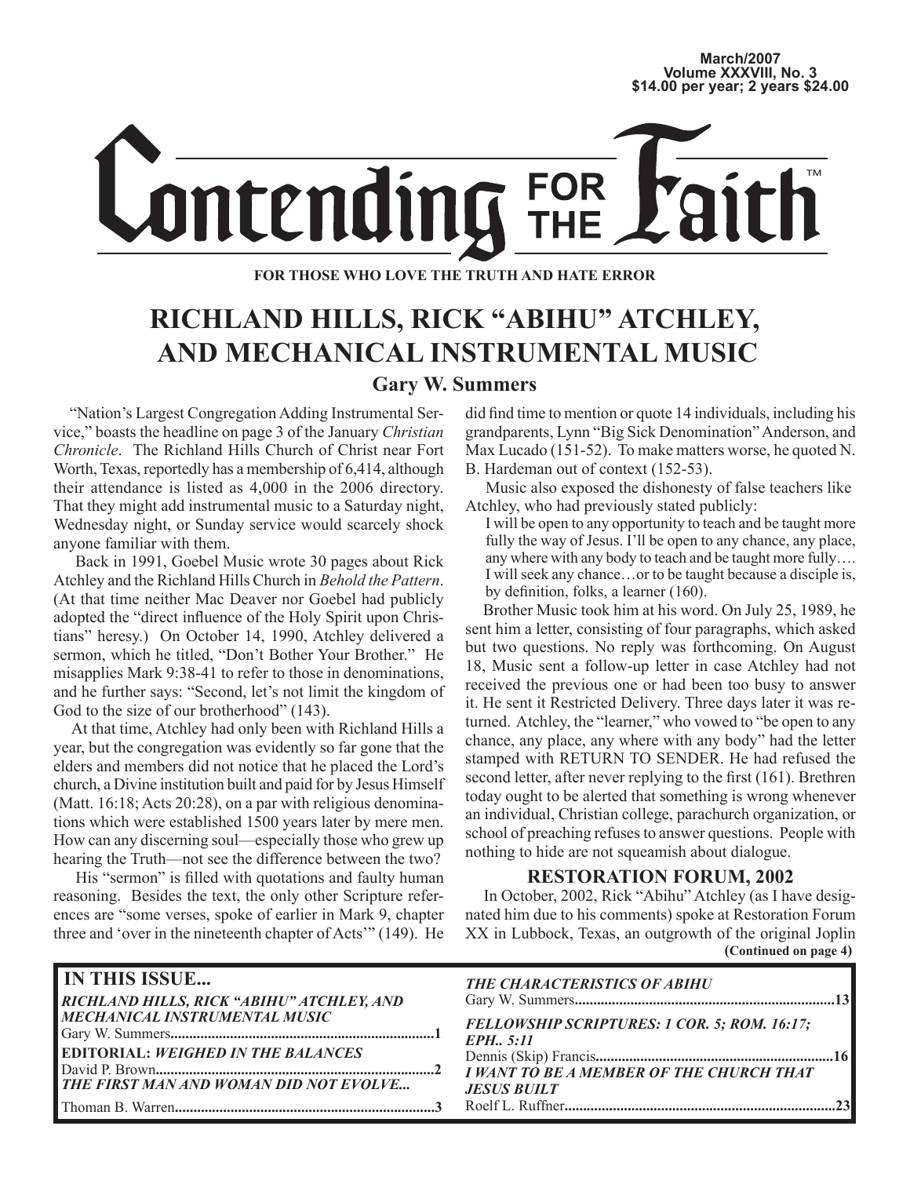March/2007
Volume XXXVIII, No. 3
$14.00 per year; 2 years $24.00

# Contending FOR THE Faith™

**FOR THOSE WHO LOVE THE TRUTH AND HATE ERROR**

## RICHLAND HILLS, RICK "ABIHU" ATCHLEY, AND MECHANICAL INSTRUMENTAL MUSIC

### Gary W. Summers

"Nation's Largest Congregation Adding Instrumental Service," boasts the headline on page 3 of the January *Christian Chronicle*. The Richland Hills Church of Christ near Fort Worth, Texas, reportedly has a membership of 6,414, although their attendance is listed as 4,000 in the 2006 directory. That they might add instrumental music to a Saturday night, Wednesday night, or Sunday service would scarcely shock anyone familiar with them.

Back in 1991, Goebel Music wrote 30 pages about Rick Atchley and the Richland Hills Church in *Behold the Pattern*. (At that time neither Mac Deaver nor Goebel had publicly adopted the "direct influence of the Holy Spirit upon Christians" heresy.) On October 14, 1990, Atchley delivered a sermon, which he titled, "Don't Bother Your Brother." He misapplies Mark 9:38-41 to refer to those in denominations, and he further says: "Second, let's not limit the kingdom of God to the size of our brotherhood" (143).

At that time, Atchley had only been with Richland Hills a year, but the congregation was evidently so far gone that the elders and members did not notice that he placed the Lord's church, a Divine institution built and paid for by Jesus Himself (Matt. 16:18; Acts 20:28), on a par with religious denominations which were established 1500 years later by mere men. How can any discerning soul—especially those who grew up hearing the Truth—not see the difference between the two?

His "sermon" is filled with quotations and faulty human reasoning. Besides the text, the only other Scripture references are "some verses, spoke of earlier in Mark 9, chapter three and 'over in the nineteenth chapter of Acts'" (149). He did find time to mention or quote 14 individuals, including his grandparents, Lynn "Big Sick Denomination" Anderson, and Max Lucado (151-52). To make matters worse, he quoted N. B. Hardeman out of context (152-53).

Music also exposed the dishonesty of false teachers like Atchley, who had previously stated publicly:

> I will be open to any opportunity to teach and be taught more fully the way of Jesus. I'll be open to any chance, any place, any where with any body to teach and be taught more fully…. I will seek any chance…or to be taught because a disciple is, by definition, folks, a learner (160).

Brother Music took him at his word. On July 25, 1989, he sent him a letter, consisting of four paragraphs, which asked but two questions. No reply was forthcoming. On August 18, Music sent a follow-up letter in case Atchley had not received the previous one or had been too busy to answer it. He sent it Restricted Delivery. Three days later it was returned. Atchley, the "learner," who vowed to "be open to any chance, any place, any where with any body" had the letter stamped with RETURN TO SENDER. He had refused the second letter, after never replying to the first (161). Brethren today ought to be alerted that something is wrong whenever an individual, Christian college, parachurch organization, or school of preaching refuses to answer questions. People with nothing to hide are not squeamish about dialogue.

### RESTORATION FORUM, 2002

In October, 2002, Rick "Abihu" Atchley (as I have designated him due to his comments) spoke at Restoration Forum XX in Lubbock, Texas, an outgrowth of the original Joplin

**(Continued on page 4)**

---

**IN THIS ISSUE...**

*RICHLAND HILLS, RICK "ABIHU" ATCHLEY, AND MECHANICAL INSTRUMENTAL MUSIC*
Gary W. Summers....1

**EDITORIAL:** *WEIGHED IN THE BALANCES*
David P. Brown....2

*THE FIRST MAN AND WOMAN DID NOT EVOLVE...*
Thoman B. Warren....3

*THE CHARACTERISTICS OF ABIHU*
Gary W. Summers....13

*FELLOWSHIP SCRIPTURES: 1 COR. 5; ROM. 16:17; EPH.. 5:11*
Dennis (Skip) Francis....16

*I WANT TO BE A MEMBER OF THE CHURCH THAT JESUS BUILT*
Roelf L. Ruffner....23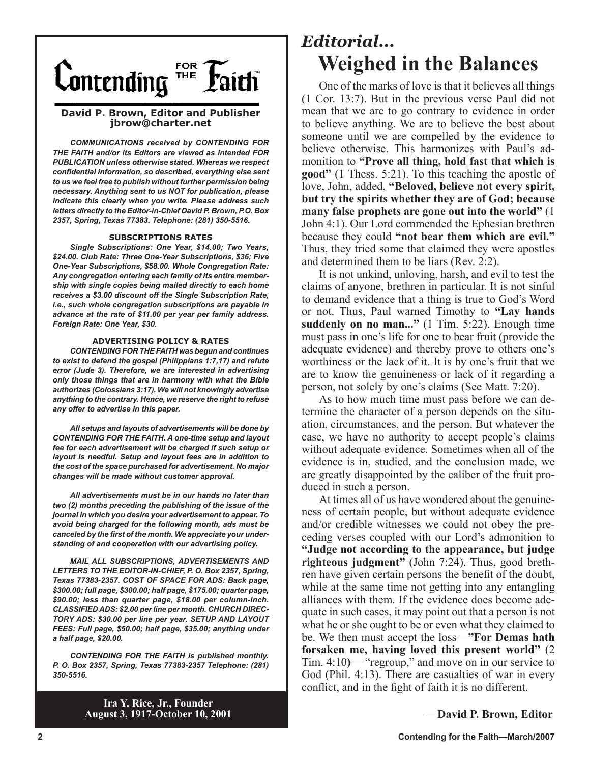# Contending FOR THE Faith™

**David P. Brown, Editor and Publisher**
**jbrow@charter.net**

***COMMUNICATIONS received by CONTENDING FOR THE FAITH and/or its Editors are viewed as intended FOR PUBLICATION unless otherwise stated. Whereas we respect confidential information, so described, everything else sent to us we feel free to publish without further permission being necessary. Anything sent to us NOT for publication, please indicate this clearly when you write. Please address such letters directly to the Editor-in-Chief David P. Brown, P.O. Box 2357, Spring, Texas 77383. Telephone: (281) 350-5516.***

**SUBSCRIPTIONS RATES**

***Single Subscriptions: One Year, $14.00; Two Years, $24.00. Club Rate: Three One-Year Subscriptions, $36; Five One-Year Subscriptions, $58.00. Whole Congregation Rate: Any congregation entering each family of its entire membership with single copies being mailed directly to each home receives a $3.00 discount off the Single Subscription Rate, i.e., such whole congregation subscriptions are payable in advance at the rate of $11.00 per year per family address. Foreign Rate: One Year, $30.***

**ADVERTISING POLICY & RATES**

***CONTENDING FOR THE FAITH was begun and continues to exist to defend the gospel (Philippians 1:7,17) and refute error (Jude 3). Therefore, we are interested in advertising only those things that are in harmony with what the Bible authorizes (Colossians 3:17). We will not knowingly advertise anything to the contrary. Hence, we reserve the right to refuse any offer to advertise in this paper.***

***All setups and layouts of advertisements will be done by CONTENDING FOR THE FAITH. A one-time setup and layout fee for each advertisement will be charged if such setup or layout is needful. Setup and layout fees are in addition to the cost of the space purchased for advertisement. No major changes will be made without customer approval.***

***All advertisements must be in our hands no later than two (2) months preceding the publishing of the issue of the journal in which you desire your advertisement to appear. To avoid being charged for the following month, ads must be canceled by the first of the month. We appreciate your understanding of and cooperation with our advertising policy.***

***MAIL ALL SUBSCRIPTIONS, ADVERTISEMENTS AND LETTERS TO THE EDITOR-IN-CHIEF, P. O. Box 2357, Spring, Texas 77383-2357. COST OF SPACE FOR ADS: Back page, $300.00; full page, $300.00; half page, $175.00; quarter page, $90.00; less than quarter page, $18.00 per column-inch. CLASSIFIED ADS: $2.00 per line per month. CHURCH DIRECTORY ADS: $30.00 per line per year. SETUP AND LAYOUT FEES: Full page, $50.00; half page, $35.00; anything under a half page, $20.00.***

***CONTENDING FOR THE FAITH is published monthly. P. O. Box 2357, Spring, Texas 77383-2357 Telephone: (281) 350-5516.***

**Ira Y. Rice, Jr., Founder**
**August 3, 1917-October 10, 2001**

## *Editorial...*

# Weighed in the Balances

One of the marks of love is that it believes all things (1 Cor. 13:7). But in the previous verse Paul did not mean that we are to go contrary to evidence in order to believe anything. We are to believe the best about someone until we are compelled by the evidence to believe otherwise. This harmonizes with Paul's admonition to **"Prove all thing, hold fast that which is good"** (1 Thess. 5:21). To this teaching the apostle of love, John, added, **"Beloved, believe not every spirit, but try the spirits whether they are of God; because many false prophets are gone out into the world"** (1 John 4:1). Our Lord commended the Ephesian brethren because they could **"not bear them which are evil."** Thus, they tried some that claimed they were apostles and determined them to be liars (Rev. 2:2).

It is not unkind, unloving, harsh, and evil to test the claims of anyone, brethren in particular. It is not sinful to demand evidence that a thing is true to God's Word or not. Thus, Paul warned Timothy to **"Lay hands suddenly on no man..."** (1 Tim. 5:22). Enough time must pass in one's life for one to bear fruit (provide the adequate evidence) and thereby prove to others one's worthiness or the lack of it. It is by one's fruit that we are to know the genuineness or lack of it regarding a person, not solely by one's claims (See Matt. 7:20).

As to how much time must pass before we can determine the character of a person depends on the situation, circumstances, and the person. But whatever the case, we have no authority to accept people's claims without adequate evidence. Sometimes when all of the evidence is in, studied, and the conclusion made, we are greatly disappointed by the caliber of the fruit produced in such a person.

At times all of us have wondered about the genuineness of certain people, but without adequate evidence and/or credible witnesses we could not obey the preceding verses coupled with our Lord's admonition to **"Judge not according to the appearance, but judge righteous judgment"** (John 7:24). Thus, good brethren have given certain persons the benefit of the doubt, while at the same time not getting into any entangling alliances with them. If the evidence does become adequate in such cases, it may point out that a person is not what he or she ought to be or even what they claimed to be. We then must accept the loss—**"For Demas hath forsaken me, having loved this present world"** (2 Tim. 4:10)— "regroup," and move on in our service to God (Phil. 4:13). There are casualties of war in every conflict, and in the fight of faith it is no different.

—**David P. Brown, Editor**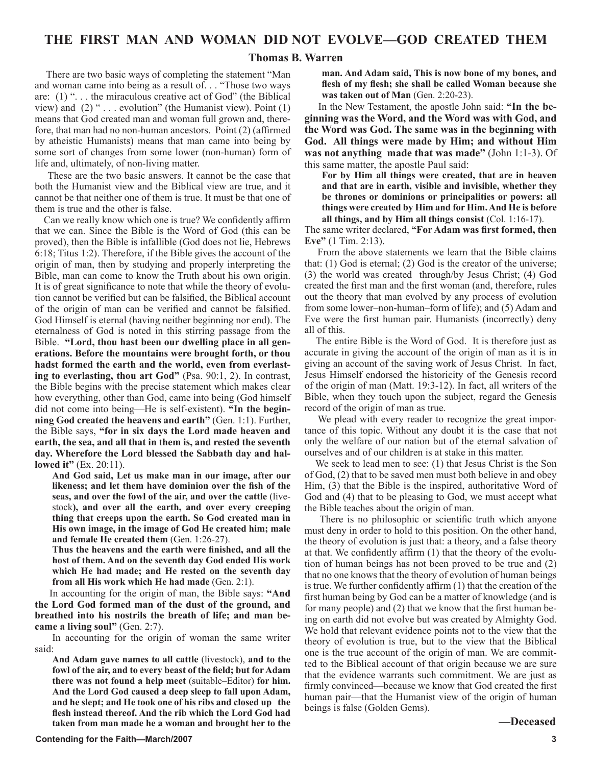# THE FIRST MAN AND WOMAN DID NOT EVOLVE—GOD CREATED THEM

**Thomas B. Warren**

There are two basic ways of completing the statement "Man and woman came into being as a result of. . . "Those two ways are: (1) ". . . the miraculous creative act of God" (the Biblical view) and (2) " . . . evolution" (the Humanist view). Point (1) means that God created man and woman full grown and, therefore, that man had no non-human ancestors. Point (2) (affirmed by atheistic Humanists) means that man came into being by some sort of changes from some lower (non-human) form of life and, ultimately, of non-living matter.

These are the two basic answers. It cannot be the case that both the Humanist view and the Biblical view are true, and it cannot be that neither one of them is true. It must be that one of them is true and the other is false.

Can we really know which one is true? We confidently affirm that we can. Since the Bible is the Word of God (this can be proved), then the Bible is infallible (God does not lie, Hebrews 6:18; Titus 1:2). Therefore, if the Bible gives the account of the origin of man, then by studying and properly interpreting the Bible, man can come to know the Truth about his own origin. It is of great significance to note that while the theory of evolution cannot be verified but can be falsified, the Biblical account of the origin of man can be verified and cannot be falsified. God Himself is eternal (having neither beginning nor end). The eternalness of God is noted in this stirring passage from the Bible. **"Lord, thou hast been our dwelling place in all generations. Before the mountains were brought forth, or thou hadst formed the earth and the world, even from everlasting to everlasting, thou art God"** (Psa. 90:1, 2). In contrast, the Bible begins with the precise statement which makes clear how everything, other than God, came into being (God himself did not come into being—He is self-existent). **"In the beginning God created the heavens and earth"** (Gen. 1:1). Further, the Bible says, **"for in six days the Lord made heaven and earth, the sea, and all that in them is, and rested the seventh day. Wherefore the Lord blessed the Sabbath day and hallowed it"** (Ex. 20:11).

> **And God said, Let us make man in our image, after our likeness; and let them have dominion over the fish of the seas, and over the fowl of the air, and over the cattle** (livestock**), and over all the earth, and over every creeping thing that creeps upon the earth. So God created man in His own image, in the image of God He created him; male and female He created them** (Gen. 1:26-27).
>
> **Thus the heavens and the earth were finished, and all the host of them. And on the seventh day God ended His work which He had made; and He rested on the seventh day from all His work which He had made** (Gen. 2:1).

In accounting for the origin of man, the Bible says: **"And the Lord God formed man of the dust of the ground, and breathed into his nostrils the breath of life; and man became a living soul"** (Gen. 2:7).

In accounting for the origin of woman the same writer said:

> **And Adam gave names to all cattle** (livestock), **and to the fowl of the air, and to every beast of the field; but for Adam there was not found a help meet** (suitable–Editor) **for him. And the Lord God caused a deep sleep to fall upon Adam, and he slept; and He took one of his ribs and closed up the flesh instead thereof. And the rib which the Lord God had taken from man made he a woman and brought her to the man. And Adam said, This is now bone of my bones, and flesh of my flesh; she shall be called Woman because she was taken out of Man** (Gen. 2:20-23).

In the New Testament, the apostle John said: **"In the beginning was the Word, and the Word was with God, and the Word was God. The same was in the beginning with God. All things were made by Him; and without Him was not anything made that was made"** (John 1:1-3). Of this same matter, the apostle Paul said:

> **For by Him all things were created, that are in heaven and that are in earth, visible and invisible, whether they be thrones or dominions or principalities or powers: all things were created by Him and for Him. And He is before all things, and by Him all things consist** (Col. 1:16-17).

The same writer declared, **"For Adam was first formed, then Eve"** (1 Tim. 2:13).

From the above statements we learn that the Bible claims that: (1) God is eternal; (2) God is the creator of the universe; (3) the world was created through/by Jesus Christ; (4) God created the first man and the first woman (and, therefore, rules out the theory that man evolved by any process of evolution from some lower–non-human–form of life); and (5) Adam and Eve were the first human pair. Humanists (incorrectly) deny all of this.

The entire Bible is the Word of God. It is therefore just as accurate in giving the account of the origin of man as it is in giving an account of the saving work of Jesus Christ. In fact, Jesus Himself endorsed the historicity of the Genesis record of the origin of man (Matt. 19:3-12). In fact, all writers of the Bible, when they touch upon the subject, regard the Genesis record of the origin of man as true.

We plead with every reader to recognize the great importance of this topic. Without any doubt it is the case that not only the welfare of our nation but of the eternal salvation of ourselves and of our children is at stake in this matter.

We seek to lead men to see: (1) that Jesus Christ is the Son of God, (2) that to be saved men must both believe in and obey Him, (3) that the Bible is the inspired, authoritative Word of God and (4) that to be pleasing to God, we must accept what the Bible teaches about the origin of man.

There is no philosophic or scientific truth which anyone must deny in order to hold to this position. On the other hand, the theory of evolution is just that: a theory, and a false theory at that. We confidently affirm (1) that the theory of the evolution of human beings has not been proved to be true and (2) that no one knows that the theory of evolution of human beings is true. We further confidently affirm (1) that the creation of the first human being by God can be a matter of knowledge (and is for many people) and (2) that we know that the first human being on earth did not evolve but was created by Almighty God. We hold that relevant evidence points not to the view that the theory of evolution is true, but to the view that the Biblical one is the true account of the origin of man. We are committed to the Biblical account of that origin because we are sure that the evidence warrants such commitment. We are just as firmly convinced—because we know that God created the first human pair—that the Humanist view of the origin of human beings is false (Golden Gems).

**—Deceased**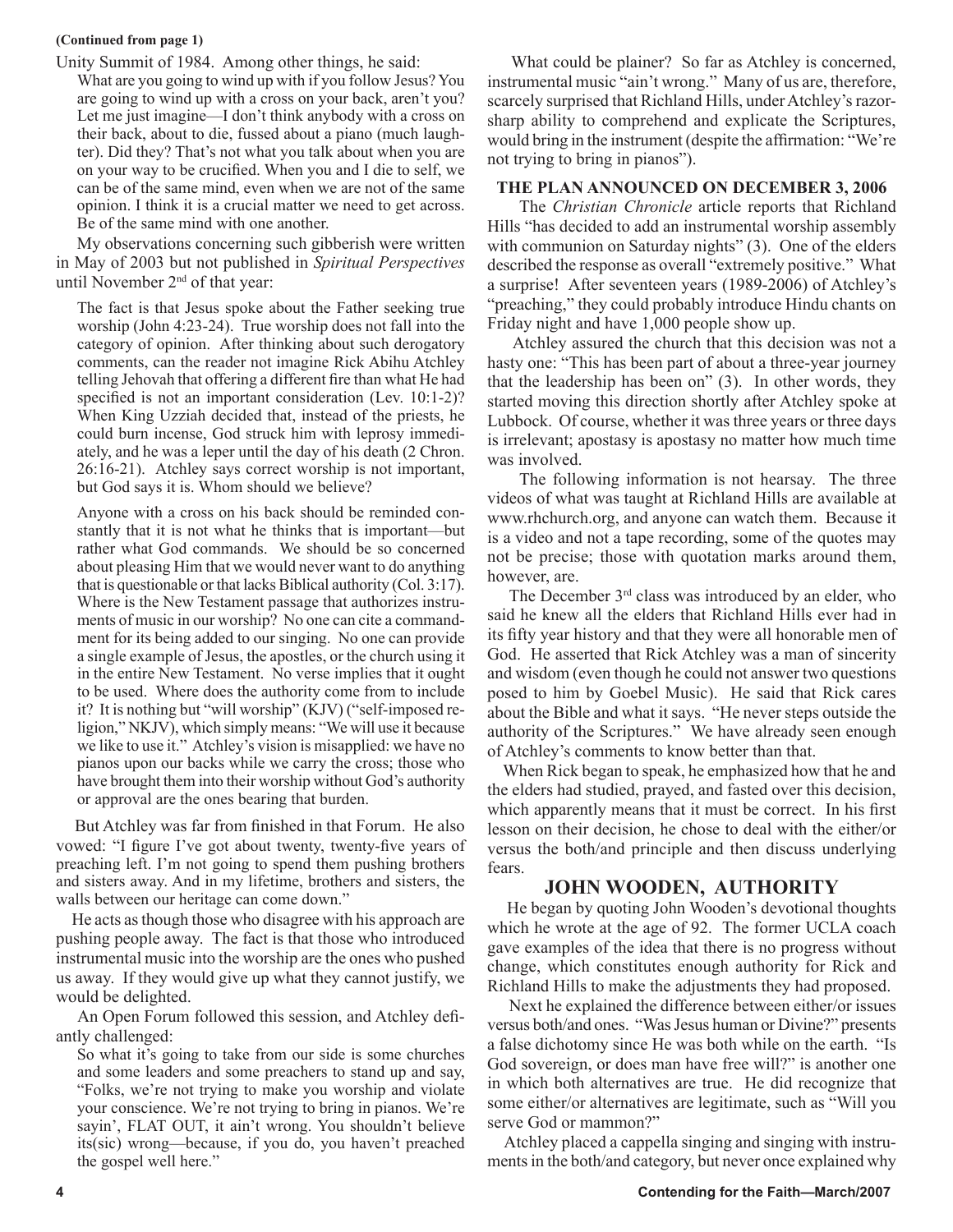**(Continued from page 1)**

Unity Summit of 1984. Among other things, he said:

> What are you going to wind up with if you follow Jesus? You are going to wind up with a cross on your back, aren't you? Let me just imagine—I don't think anybody with a cross on their back, about to die, fussed about a piano (much laughter). Did they? That's not what you talk about when you are on your way to be crucified. When you and I die to self, we can be of the same mind, even when we are not of the same opinion. I think it is a crucial matter we need to get across. Be of the same mind with one another.

My observations concerning such gibberish were written in May of 2003 but not published in *Spiritual Perspectives* until November 2nd of that year:

> The fact is that Jesus spoke about the Father seeking true worship (John 4:23-24). True worship does not fall into the category of opinion. After thinking about such derogatory comments, can the reader not imagine Rick Abihu Atchley telling Jehovah that offering a different fire than what He had specified is not an important consideration (Lev. 10:1-2)? When King Uzziah decided that, instead of the priests, he could burn incense, God struck him with leprosy immediately, and he was a leper until the day of his death (2 Chron. 26:16-21). Atchley says correct worship is not important, but God says it is. Whom should we believe?
>
> Anyone with a cross on his back should be reminded constantly that it is not what he thinks that is important—but rather what God commands. We should be so concerned about pleasing Him that we would never want to do anything that is questionable or that lacks Biblical authority (Col. 3:17). Where is the New Testament passage that authorizes instruments of music in our worship? No one can cite a commandment for its being added to our singing. No one can provide a single example of Jesus, the apostles, or the church using it in the entire New Testament. No verse implies that it ought to be used. Where does the authority come from to include it? It is nothing but "will worship" (KJV) ("self-imposed religion," NKJV), which simply means: "We will use it because we like to use it." Atchley's vision is misapplied: we have no pianos upon our backs while we carry the cross; those who have brought them into their worship without God's authority or approval are the ones bearing that burden.

But Atchley was far from finished in that Forum. He also vowed: "I figure I've got about twenty, twenty-five years of preaching left. I'm not going to spend them pushing brothers and sisters away. And in my lifetime, brothers and sisters, the walls between our heritage can come down."

He acts as though those who disagree with his approach are pushing people away. The fact is that those who introduced instrumental music into the worship are the ones who pushed us away. If they would give up what they cannot justify, we would be delighted.

An Open Forum followed this session, and Atchley defiantly challenged:

> So what it's going to take from our side is some churches and some leaders and some preachers to stand up and say, "Folks, we're not trying to make you worship and violate your conscience. We're not trying to bring in pianos. We're sayin', FLAT OUT, it ain't wrong. You shouldn't believe its(sic) wrong—because, if you do, you haven't preached the gospel well here."

What could be plainer? So far as Atchley is concerned, instrumental music "ain't wrong." Many of us are, therefore, scarcely surprised that Richland Hills, under Atchley's razor-sharp ability to comprehend and explicate the Scriptures, would bring in the instrument (despite the affirmation: "We're not trying to bring in pianos").

### THE PLAN ANNOUNCED ON DECEMBER 3, 2006

The *Christian Chronicle* article reports that Richland Hills "has decided to add an instrumental worship assembly with communion on Saturday nights" (3). One of the elders described the response as overall "extremely positive." What a surprise! After seventeen years (1989-2006) of Atchley's "preaching," they could probably introduce Hindu chants on Friday night and have 1,000 people show up.

Atchley assured the church that this decision was not a hasty one: "This has been part of about a three-year journey that the leadership has been on" (3). In other words, they started moving this direction shortly after Atchley spoke at Lubbock. Of course, whether it was three years or three days is irrelevant; apostasy is apostasy no matter how much time was involved.

The following information is not hearsay. The three videos of what was taught at Richland Hills are available at www.rhchurch.org, and anyone can watch them. Because it is a video and not a tape recording, some of the quotes may not be precise; those with quotation marks around them, however, are.

The December 3rd class was introduced by an elder, who said he knew all the elders that Richland Hills ever had in its fifty year history and that they were all honorable men of God. He asserted that Rick Atchley was a man of sincerity and wisdom (even though he could not answer two questions posed to him by Goebel Music). He said that Rick cares about the Bible and what it says. "He never steps outside the authority of the Scriptures." We have already seen enough of Atchley's comments to know better than that.

When Rick began to speak, he emphasized how that he and the elders had studied, prayed, and fasted over this decision, which apparently means that it must be correct. In his first lesson on their decision, he chose to deal with the either/or versus the both/and principle and then discuss underlying fears.

### JOHN WOODEN, AUTHORITY

He began by quoting John Wooden's devotional thoughts which he wrote at the age of 92. The former UCLA coach gave examples of the idea that there is no progress without change, which constitutes enough authority for Rick and Richland Hills to make the adjustments they had proposed.

Next he explained the difference between either/or issues versus both/and ones. "Was Jesus human or Divine?" presents a false dichotomy since He was both while on the earth. "Is God sovereign, or does man have free will?" is another one in which both alternatives are true. He did recognize that some either/or alternatives are legitimate, such as "Will you serve God or mammon?"

Atchley placed a cappella singing and singing with instruments in the both/and category, but never once explained why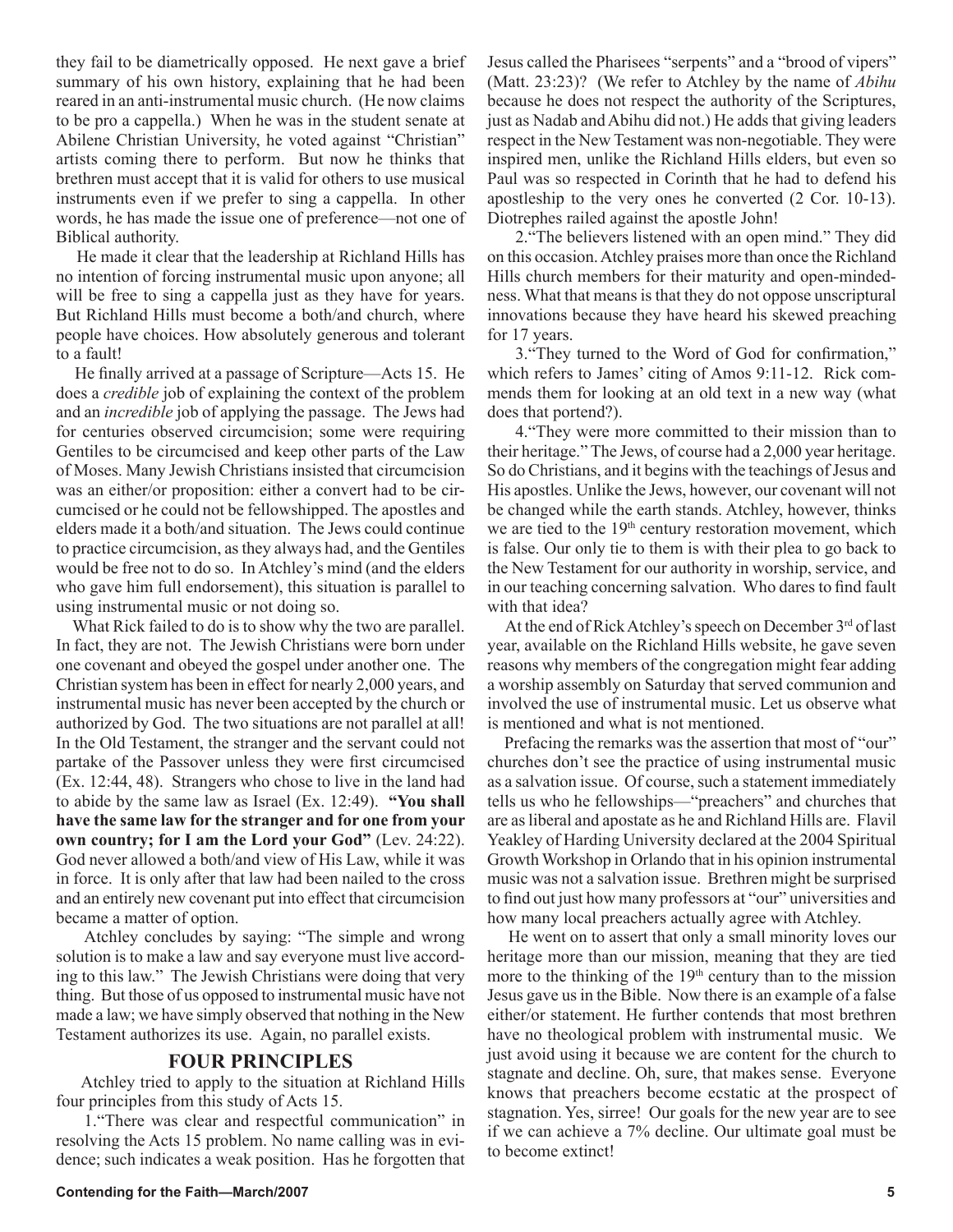they fail to be diametrically opposed. He next gave a brief summary of his own history, explaining that he had been reared in an anti-instrumental music church. (He now claims to be pro a cappella.) When he was in the student senate at Abilene Christian University, he voted against "Christian" artists coming there to perform. But now he thinks that brethren must accept that it is valid for others to use musical instruments even if we prefer to sing a cappella. In other words, he has made the issue one of preference—not one of Biblical authority.

He made it clear that the leadership at Richland Hills has no intention of forcing instrumental music upon anyone; all will be free to sing a cappella just as they have for years. But Richland Hills must become a both/and church, where people have choices. How absolutely generous and tolerant to a fault!

He finally arrived at a passage of Scripture—Acts 15. He does a *credible* job of explaining the context of the problem and an *incredible* job of applying the passage. The Jews had for centuries observed circumcision; some were requiring Gentiles to be circumcised and keep other parts of the Law of Moses. Many Jewish Christians insisted that circumcision was an either/or proposition: either a convert had to be circumcised or he could not be fellowshipped. The apostles and elders made it a both/and situation. The Jews could continue to practice circumcision, as they always had, and the Gentiles would be free not to do so. In Atchley's mind (and the elders who gave him full endorsement), this situation is parallel to using instrumental music or not doing so.

What Rick failed to do is to show why the two are parallel. In fact, they are not. The Jewish Christians were born under one covenant and obeyed the gospel under another one. The Christian system has been in effect for nearly 2,000 years, and instrumental music has never been accepted by the church or authorized by God. The two situations are not parallel at all! In the Old Testament, the stranger and the servant could not partake of the Passover unless they were first circumcised (Ex. 12:44, 48). Strangers who chose to live in the land had to abide by the same law as Israel (Ex. 12:49). **"You shall have the same law for the stranger and for one from your own country; for I am the Lord your God"** (Lev. 24:22). God never allowed a both/and view of His Law, while it was in force. It is only after that law had been nailed to the cross and an entirely new covenant put into effect that circumcision became a matter of option.

Atchley concludes by saying: "The simple and wrong solution is to make a law and say everyone must live according to this law." The Jewish Christians were doing that very thing. But those of us opposed to instrumental music have not made a law; we have simply observed that nothing in the New Testament authorizes its use. Again, no parallel exists.

## FOUR PRINCIPLES

Atchley tried to apply to the situation at Richland Hills four principles from this study of Acts 15.

1. "There was clear and respectful communication" in resolving the Acts 15 problem. No name calling was in evidence; such indicates a weak position. Has he forgotten that Jesus called the Pharisees "serpents" and a "brood of vipers" (Matt. 23:23)? (We refer to Atchley by the name of *Abihu* because he does not respect the authority of the Scriptures, just as Nadab and Abihu did not.) He adds that giving leaders respect in the New Testament was non-negotiable. They were inspired men, unlike the Richland Hills elders, but even so Paul was so respected in Corinth that he had to defend his apostleship to the very ones he converted (2 Cor. 10-13). Diotrephes railed against the apostle John!

2. "The believers listened with an open mind." They did on this occasion. Atchley praises more than once the Richland Hills church members for their maturity and open-mindedness. What that means is that they do not oppose unscriptural innovations because they have heard his skewed preaching for 17 years.

3. "They turned to the Word of God for confirmation," which refers to James' citing of Amos 9:11-12. Rick commends them for looking at an old text in a new way (what does that portend?).

4. "They were more committed to their mission than to their heritage." The Jews, of course had a 2,000 year heritage. So do Christians, and it begins with the teachings of Jesus and His apostles. Unlike the Jews, however, our covenant will not be changed while the earth stands. Atchley, however, thinks we are tied to the 19th century restoration movement, which is false. Our only tie to them is with their plea to go back to the New Testament for our authority in worship, service, and in our teaching concerning salvation. Who dares to find fault with that idea?

At the end of Rick Atchley's speech on December 3rd of last year, available on the Richland Hills website, he gave seven reasons why members of the congregation might fear adding a worship assembly on Saturday that served communion and involved the use of instrumental music. Let us observe what is mentioned and what is not mentioned.

Prefacing the remarks was the assertion that most of "our" churches don't see the practice of using instrumental music as a salvation issue. Of course, such a statement immediately tells us who he fellowships—"preachers" and churches that are as liberal and apostate as he and Richland Hills are. Flavil Yeakley of Harding University declared at the 2004 Spiritual Growth Workshop in Orlando that in his opinion instrumental music was not a salvation issue. Brethren might be surprised to find out just how many professors at "our" universities and how many local preachers actually agree with Atchley.

He went on to assert that only a small minority loves our heritage more than our mission, meaning that they are tied more to the thinking of the 19th century than to the mission Jesus gave us in the Bible. Now there is an example of a false either/or statement. He further contends that most brethren have no theological problem with instrumental music. We just avoid using it because we are content for the church to stagnate and decline. Oh, sure, that makes sense. Everyone knows that preachers become ecstatic at the prospect of stagnation. Yes, sirree! Our goals for the new year are to see if we can achieve a 7% decline. Our ultimate goal must be to become extinct!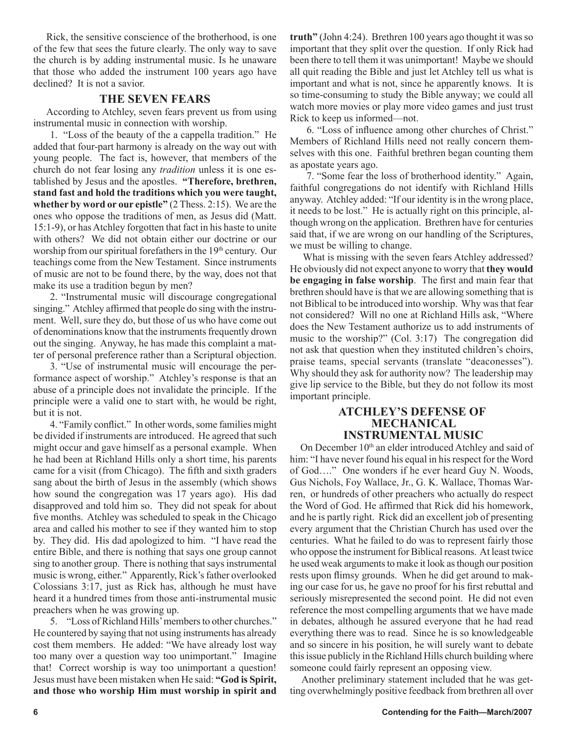Rick, the sensitive conscience of the brotherhood, is one of the few that sees the future clearly. The only way to save the church is by adding instrumental music. Is he unaware that those who added the instrument 100 years ago have declined? It is not a savior.

## THE SEVEN FEARS

According to Atchley, seven fears prevent us from using instrumental music in connection with worship.

1. "Loss of the beauty of the a cappella tradition." He added that four-part harmony is already on the way out with young people. The fact is, however, that members of the church do not fear losing any *tradition* unless it is one established by Jesus and the apostles. **"Therefore, brethren, stand fast and hold the traditions which you were taught, whether by word or our epistle"** (2 Thess. 2:15). We are the ones who oppose the traditions of men, as Jesus did (Matt. 15:1-9), or has Atchley forgotten that fact in his haste to unite with others? We did not obtain either our doctrine or our worship from our spiritual forefathers in the 19th century. Our teachings come from the New Testament. Since instruments of music are not to be found there, by the way, does not that make its use a tradition begun by men?

2. "Instrumental music will discourage congregational singing." Atchley affirmed that people do sing with the instrument. Well, sure they do, but those of us who have come out of denominations know that the instruments frequently drown out the singing. Anyway, he has made this complaint a matter of personal preference rather than a Scriptural objection.

3. "Use of instrumental music will encourage the performance aspect of worship." Atchley's response is that an abuse of a principle does not invalidate the principle. If the principle were a valid one to start with, he would be right, but it is not.

4. "Family conflict." In other words, some families might be divided if instruments are introduced. He agreed that such might occur and gave himself as a personal example. When he had been at Richland Hills only a short time, his parents came for a visit (from Chicago). The fifth and sixth graders sang about the birth of Jesus in the assembly (which shows how sound the congregation was 17 years ago). His dad disapproved and told him so. They did not speak for about five months. Atchley was scheduled to speak in the Chicago area and called his mother to see if they wanted him to stop by. They did. His dad apologized to him. "I have read the entire Bible, and there is nothing that says one group cannot sing to another group. There is nothing that says instrumental music is wrong, either." Apparently, Rick's father overlooked Colossians 3:17, just as Rick has, although he must have heard it a hundred times from those anti-instrumental music preachers when he was growing up.

5. "Loss of Richland Hills' members to other churches." He countered by saying that not using instruments has already cost them members. He added: "We have already lost way too many over a question way too unimportant." Imagine that! Correct worship is way too unimportant a question! Jesus must have been mistaken when He said: **"God is Spirit, and those who worship Him must worship in spirit and truth"** (John 4:24). Brethren 100 years ago thought it was so important that they split over the question. If only Rick had been there to tell them it was unimportant! Maybe we should all quit reading the Bible and just let Atchley tell us what is important and what is not, since he apparently knows. It is so time-consuming to study the Bible anyway; we could all watch more movies or play more video games and just trust Rick to keep us informed—not.

6. "Loss of influence among other churches of Christ." Members of Richland Hills need not really concern themselves with this one. Faithful brethren began counting them as apostate years ago.

7. "Some fear the loss of brotherhood identity." Again, faithful congregations do not identify with Richland Hills anyway. Atchley added: "If our identity is in the wrong place, it needs to be lost." He is actually right on this principle, although wrong on the application. Brethren have for centuries said that, if we are wrong on our handling of the Scriptures, we must be willing to change.

What is missing with the seven fears Atchley addressed? He obviously did not expect anyone to worry that **they would be engaging in false worship**. The first and main fear that brethren should have is that we are allowing something that is not Biblical to be introduced into worship. Why was that fear not considered? Will no one at Richland Hills ask, "Where does the New Testament authorize us to add instruments of music to the worship?" (Col. 3:17) The congregation did not ask that question when they instituted children's choirs, praise teams, special servants (translate "deaconesses"). Why should they ask for authority now? The leadership may give lip service to the Bible, but they do not follow its most important principle.

## ATCHLEY'S DEFENSE OF MECHANICAL INSTRUMENTAL MUSIC

On December 10th an elder introduced Atchley and said of him: "I have never found his equal in his respect for the Word of God…." One wonders if he ever heard Guy N. Woods, Gus Nichols, Foy Wallace, Jr., G. K. Wallace, Thomas Warren, or hundreds of other preachers who actually do respect the Word of God. He affirmed that Rick did his homework, and he is partly right. Rick did an excellent job of presenting every argument that the Christian Church has used over the centuries. What he failed to do was to represent fairly those who oppose the instrument for Biblical reasons. At least twice he used weak arguments to make it look as though our position rests upon flimsy grounds. When he did get around to making our case for us, he gave no proof for his first rebuttal and seriously misrepresented the second point. He did not even reference the most compelling arguments that we have made in debates, although he assured everyone that he had read everything there was to read. Since he is so knowledgeable and so sincere in his position, he will surely want to debate this issue publicly in the Richland Hills church building where someone could fairly represent an opposing view.

Another preliminary statement included that he was getting overwhelmingly positive feedback from brethren all over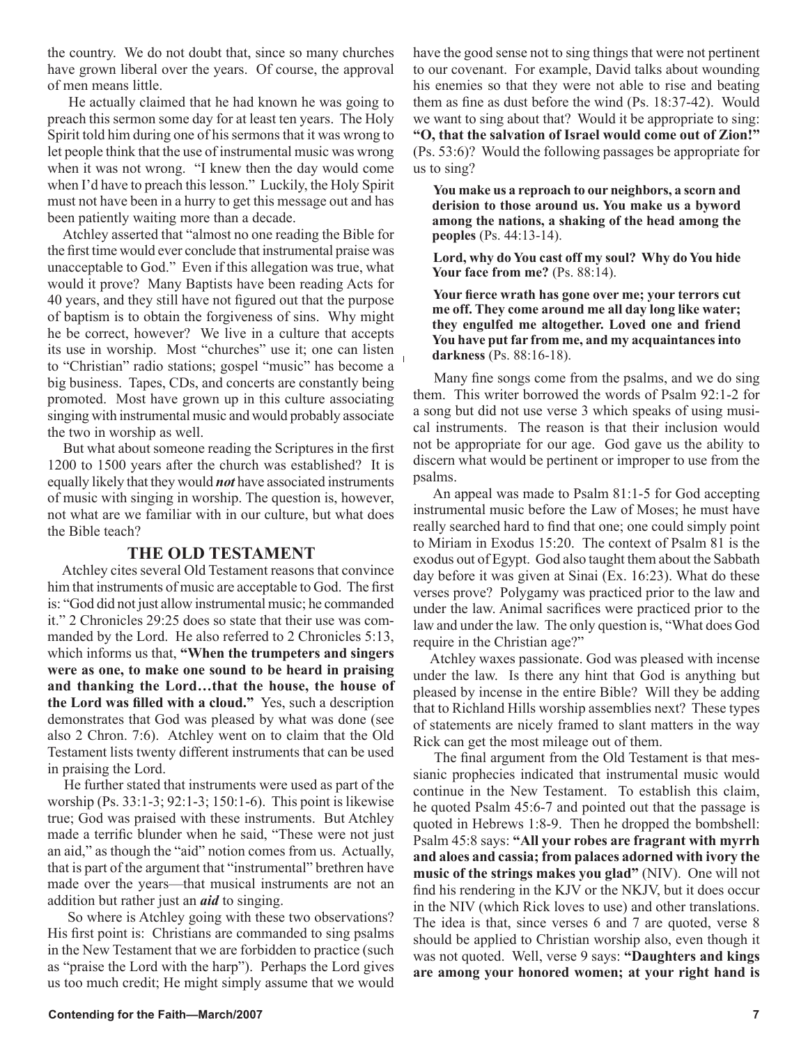the country. We do not doubt that, since so many churches have grown liberal over the years. Of course, the approval of men means little.

He actually claimed that he had known he was going to preach this sermon some day for at least ten years. The Holy Spirit told him during one of his sermons that it was wrong to let people think that the use of instrumental music was wrong when it was not wrong. "I knew then the day would come when I'd have to preach this lesson." Luckily, the Holy Spirit must not have been in a hurry to get this message out and has been patiently waiting more than a decade.

Atchley asserted that "almost no one reading the Bible for the first time would ever conclude that instrumental praise was unacceptable to God." Even if this allegation was true, what would it prove? Many Baptists have been reading Acts for 40 years, and they still have not figured out that the purpose of baptism is to obtain the forgiveness of sins. Why might he be correct, however? We live in a culture that accepts its use in worship. Most "churches" use it; one can listen to "Christian" radio stations; gospel "music" has become a big business. Tapes, CDs, and concerts are constantly being promoted. Most have grown up in this culture associating singing with instrumental music and would probably associate the two in worship as well.

But what about someone reading the Scriptures in the first 1200 to 1500 years after the church was established? It is equally likely that they would ***not*** have associated instruments of music with singing in worship. The question is, however, not what are we familiar with in our culture, but what does the Bible teach?

## THE OLD TESTAMENT

Atchley cites several Old Testament reasons that convince him that instruments of music are acceptable to God. The first is: "God did not just allow instrumental music; he commanded it." 2 Chronicles 29:25 does so state that their use was commanded by the Lord. He also referred to 2 Chronicles 5:13, which informs us that, **"When the trumpeters and singers were as one, to make one sound to be heard in praising and thanking the Lord…that the house, the house of the Lord was filled with a cloud."** Yes, such a description demonstrates that God was pleased by what was done (see also 2 Chron. 7:6). Atchley went on to claim that the Old Testament lists twenty different instruments that can be used in praising the Lord.

He further stated that instruments were used as part of the worship (Ps. 33:1-3; 92:1-3; 150:1-6). This point is likewise true; God was praised with these instruments. But Atchley made a terrific blunder when he said, "These were not just an aid," as though the "aid" notion comes from us. Actually, that is part of the argument that "instrumental" brethren have made over the years—that musical instruments are not an addition but rather just an ***aid*** to singing.

So where is Atchley going with these two observations? His first point is: Christians are commanded to sing psalms in the New Testament that we are forbidden to practice (such as "praise the Lord with the harp"). Perhaps the Lord gives us too much credit; He might simply assume that we would have the good sense not to sing things that were not pertinent to our covenant. For example, David talks about wounding his enemies so that they were not able to rise and beating them as fine as dust before the wind (Ps. 18:37-42). Would we want to sing about that? Would it be appropriate to sing: **"O, that the salvation of Israel would come out of Zion!"** (Ps. 53:6)? Would the following passages be appropriate for us to sing?

> **You make us a reproach to our neighbors, a scorn and derision to those around us. You make us a byword among the nations, a shaking of the head among the peoples** (Ps. 44:13-14).
>
> **Lord, why do You cast off my soul? Why do You hide Your face from me?** (Ps. 88:14).
>
> **Your fierce wrath has gone over me; your terrors cut me off. They come around me all day long like water; they engulfed me altogether. Loved one and friend You have put far from me, and my acquaintances into darkness** (Ps. 88:16-18).

Many fine songs come from the psalms, and we do sing them. This writer borrowed the words of Psalm 92:1-2 for a song but did not use verse 3 which speaks of using musical instruments. The reason is that their inclusion would not be appropriate for our age. God gave us the ability to discern what would be pertinent or improper to use from the psalms.

An appeal was made to Psalm 81:1-5 for God accepting instrumental music before the Law of Moses; he must have really searched hard to find that one; one could simply point to Miriam in Exodus 15:20. The context of Psalm 81 is the exodus out of Egypt. God also taught them about the Sabbath day before it was given at Sinai (Ex. 16:23). What do these verses prove? Polygamy was practiced prior to the law and under the law. Animal sacrifices were practiced prior to the law and under the law. The only question is, "What does God require in the Christian age?"

Atchley waxes passionate. God was pleased with incense under the law. Is there any hint that God is anything but pleased by incense in the entire Bible? Will they be adding that to Richland Hills worship assemblies next? These types of statements are nicely framed to slant matters in the way Rick can get the most mileage out of them.

The final argument from the Old Testament is that messianic prophecies indicated that instrumental music would continue in the New Testament. To establish this claim, he quoted Psalm 45:6-7 and pointed out that the passage is quoted in Hebrews 1:8-9. Then he dropped the bombshell: Psalm 45:8 says: **"All your robes are fragrant with myrrh and aloes and cassia; from palaces adorned with ivory the music of the strings makes you glad"** (NIV). One will not find his rendering in the KJV or the NKJV, but it does occur in the NIV (which Rick loves to use) and other translations. The idea is that, since verses 6 and 7 are quoted, verse 8 should be applied to Christian worship also, even though it was not quoted. Well, verse 9 says: **"Daughters and kings are among your honored women; at your right hand is**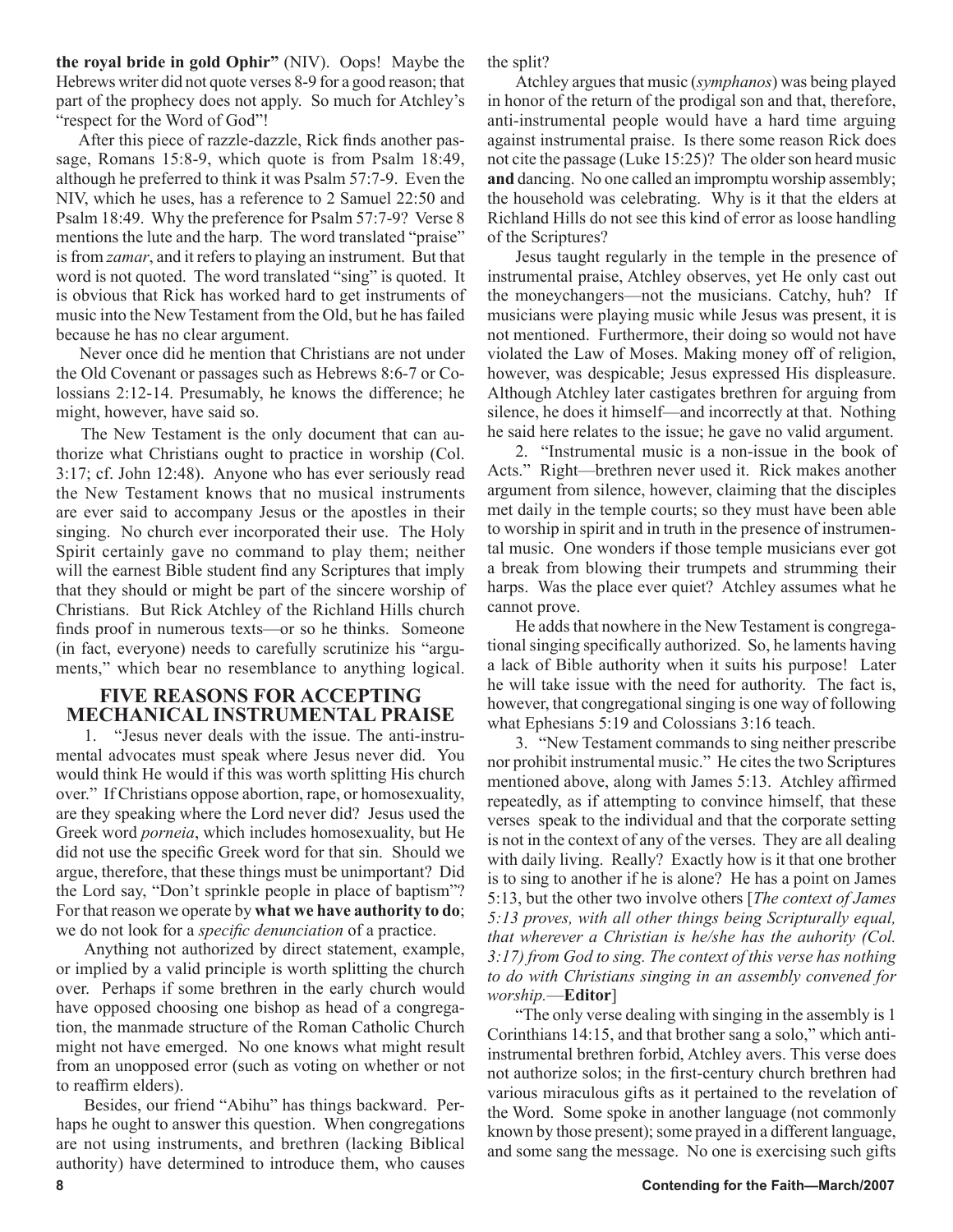**the royal bride in gold Ophir"** (NIV). Oops! Maybe the Hebrews writer did not quote verses 8-9 for a good reason; that part of the prophecy does not apply. So much for Atchley's "respect for the Word of God"!

After this piece of razzle-dazzle, Rick finds another passage, Romans 15:8-9, which quote is from Psalm 18:49, although he preferred to think it was Psalm 57:7-9. Even the NIV, which he uses, has a reference to 2 Samuel 22:50 and Psalm 18:49. Why the preference for Psalm 57:7-9? Verse 8 mentions the lute and the harp. The word translated "praise" is from *zamar*, and it refers to playing an instrument. But that word is not quoted. The word translated "sing" is quoted. It is obvious that Rick has worked hard to get instruments of music into the New Testament from the Old, but he has failed because he has no clear argument.

Never once did he mention that Christians are not under the Old Covenant or passages such as Hebrews 8:6-7 or Colossians 2:12-14. Presumably, he knows the difference; he might, however, have said so.

The New Testament is the only document that can authorize what Christians ought to practice in worship (Col. 3:17; cf. John 12:48). Anyone who has ever seriously read the New Testament knows that no musical instruments are ever said to accompany Jesus or the apostles in their singing. No church ever incorporated their use. The Holy Spirit certainly gave no command to play them; neither will the earnest Bible student find any Scriptures that imply that they should or might be part of the sincere worship of Christians. But Rick Atchley of the Richland Hills church finds proof in numerous texts—or so he thinks. Someone (in fact, everyone) needs to carefully scrutinize his "arguments," which bear no resemblance to anything logical.

## FIVE REASONS FOR ACCEPTING MECHANICAL INSTRUMENTAL PRAISE

1. "Jesus never deals with the issue. The anti-instrumental advocates must speak where Jesus never did. You would think He would if this was worth splitting His church over." If Christians oppose abortion, rape, or homosexuality, are they speaking where the Lord never did? Jesus used the Greek word *porneia*, which includes homosexuality, but He did not use the specific Greek word for that sin. Should we argue, therefore, that these things must be unimportant? Did the Lord say, "Don't sprinkle people in place of baptism"? For that reason we operate by **what we have authority to do**; we do not look for a *specific denunciation* of a practice.

Anything not authorized by direct statement, example, or implied by a valid principle is worth splitting the church over. Perhaps if some brethren in the early church would have opposed choosing one bishop as head of a congregation, the manmade structure of the Roman Catholic Church might not have emerged. No one knows what might result from an unopposed error (such as voting on whether or not to reaffirm elders).

Besides, our friend "Abihu" has things backward. Perhaps he ought to answer this question. When congregations are not using instruments, and brethren (lacking Biblical authority) have determined to introduce them, who causes the split?

Atchley argues that music (*symphanos*) was being played in honor of the return of the prodigal son and that, therefore, anti-instrumental people would have a hard time arguing against instrumental praise. Is there some reason Rick does not cite the passage (Luke 15:25)? The older son heard music **and** dancing. No one called an impromptu worship assembly; the household was celebrating. Why is it that the elders at Richland Hills do not see this kind of error as loose handling of the Scriptures?

Jesus taught regularly in the temple in the presence of instrumental praise, Atchley observes, yet He only cast out the moneychangers—not the musicians. Catchy, huh? If musicians were playing music while Jesus was present, it is not mentioned. Furthermore, their doing so would not have violated the Law of Moses. Making money off of religion, however, was despicable; Jesus expressed His displeasure. Although Atchley later castigates brethren for arguing from silence, he does it himself—and incorrectly at that. Nothing he said here relates to the issue; he gave no valid argument.

2. "Instrumental music is a non-issue in the book of Acts." Right—brethren never used it. Rick makes another argument from silence, however, claiming that the disciples met daily in the temple courts; so they must have been able to worship in spirit and in truth in the presence of instrumental music. One wonders if those temple musicians ever got a break from blowing their trumpets and strumming their harps. Was the place ever quiet? Atchley assumes what he cannot prove.

He adds that nowhere in the New Testament is congregational singing specifically authorized. So, he laments having a lack of Bible authority when it suits his purpose! Later he will take issue with the need for authority. The fact is, however, that congregational singing is one way of following what Ephesians 5:19 and Colossians 3:16 teach.

3. "New Testament commands to sing neither prescribe nor prohibit instrumental music." He cites the two Scriptures mentioned above, along with James 5:13. Atchley affirmed repeatedly, as if attempting to convince himself, that these verses speak to the individual and that the corporate setting is not in the context of any of the verses. They are all dealing with daily living. Really? Exactly how is it that one brother is to sing to another if he is alone? He has a point on James 5:13, but the other two involve others [*The context of James 5:13 proves, with all other things being Scripturally equal, that wherever a Christian is he/she has the auhority (Col. 3:17) from God to sing. The context of this verse has nothing to do with Christians singing in an assembly convened for worship.*—**Editor**]

"The only verse dealing with singing in the assembly is 1 Corinthians 14:15, and that brother sang a solo," which anti-instrumental brethren forbid, Atchley avers. This verse does not authorize solos; in the first-century church brethren had various miraculous gifts as it pertained to the revelation of the Word. Some spoke in another language (not commonly known by those present); some prayed in a different language, and some sang the message. No one is exercising such gifts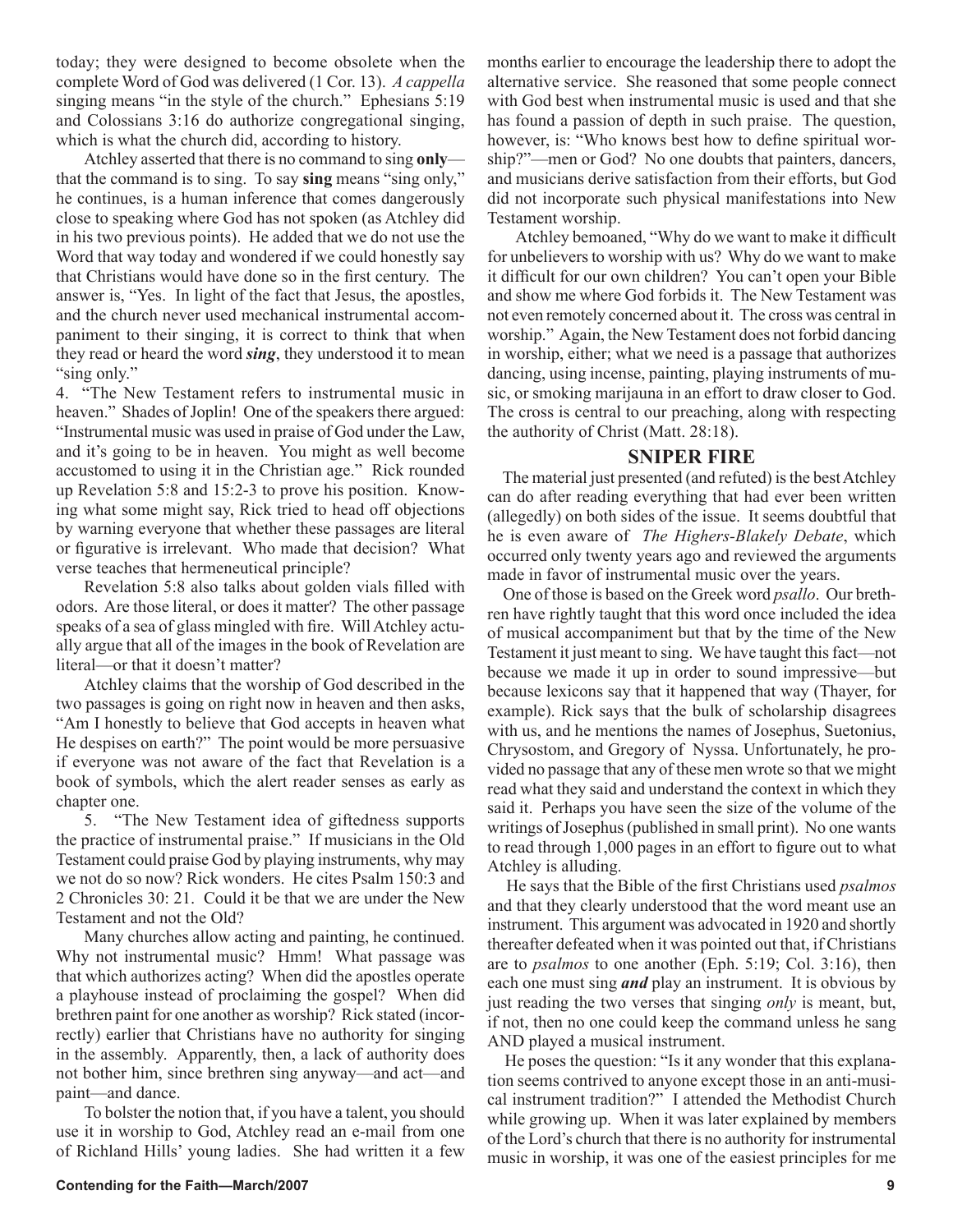today; they were designed to become obsolete when the complete Word of God was delivered (1 Cor. 13). *A cappella* singing means "in the style of the church." Ephesians 5:19 and Colossians 3:16 do authorize congregational singing, which is what the church did, according to history.

Atchley asserted that there is no command to sing **only**—that the command is to sing. To say **sing** means "sing only," he continues, is a human inference that comes dangerously close to speaking where God has not spoken (as Atchley did in his two previous points). He added that we do not use the Word that way today and wondered if we could honestly say that Christians would have done so in the first century. The answer is, "Yes. In light of the fact that Jesus, the apostles, and the church never used mechanical instrumental accompaniment to their singing, it is correct to think that when they read or heard the word ***sing***, they understood it to mean "sing only."

4. "The New Testament refers to instrumental music in heaven." Shades of Joplin! One of the speakers there argued: "Instrumental music was used in praise of God under the Law, and it's going to be in heaven. You might as well become accustomed to using it in the Christian age." Rick rounded up Revelation 5:8 and 15:2-3 to prove his position. Knowing what some might say, Rick tried to head off objections by warning everyone that whether these passages are literal or figurative is irrelevant. Who made that decision? What verse teaches that hermeneutical principle?

Revelation 5:8 also talks about golden vials filled with odors. Are those literal, or does it matter? The other passage speaks of a sea of glass mingled with fire. Will Atchley actually argue that all of the images in the book of Revelation are literal—or that it doesn't matter?

Atchley claims that the worship of God described in the two passages is going on right now in heaven and then asks, "Am I honestly to believe that God accepts in heaven what He despises on earth?" The point would be more persuasive if everyone was not aware of the fact that Revelation is a book of symbols, which the alert reader senses as early as chapter one.

5. "The New Testament idea of giftedness supports the practice of instrumental praise." If musicians in the Old Testament could praise God by playing instruments, why may we not do so now? Rick wonders. He cites Psalm 150:3 and 2 Chronicles 30: 21. Could it be that we are under the New Testament and not the Old?

Many churches allow acting and painting, he continued. Why not instrumental music? Hmm! What passage was that which authorizes acting? When did the apostles operate a playhouse instead of proclaiming the gospel? When did brethren paint for one another as worship? Rick stated (incorrectly) earlier that Christians have no authority for singing in the assembly. Apparently, then, a lack of authority does not bother him, since brethren sing anyway—and act—and paint—and dance.

To bolster the notion that, if you have a talent, you should use it in worship to God, Atchley read an e-mail from one of Richland Hills' young ladies. She had written it a few months earlier to encourage the leadership there to adopt the alternative service. She reasoned that some people connect with God best when instrumental music is used and that she has found a passion of depth in such praise. The question, however, is: "Who knows best how to define spiritual worship?"—men or God? No one doubts that painters, dancers, and musicians derive satisfaction from their efforts, but God did not incorporate such physical manifestations into New Testament worship.

Atchley bemoaned, "Why do we want to make it difficult for unbelievers to worship with us? Why do we want to make it difficult for our own children? You can't open your Bible and show me where God forbids it. The New Testament was not even remotely concerned about it. The cross was central in worship." Again, the New Testament does not forbid dancing in worship, either; what we need is a passage that authorizes dancing, using incense, painting, playing instruments of music, or smoking marijauna in an effort to draw closer to God. The cross is central to our preaching, along with respecting the authority of Christ (Matt. 28:18).

## SNIPER FIRE

The material just presented (and refuted) is the best Atchley can do after reading everything that had ever been written (allegedly) on both sides of the issue. It seems doubtful that he is even aware of *The Highers-Blakely Debate*, which occurred only twenty years ago and reviewed the arguments made in favor of instrumental music over the years.

One of those is based on the Greek word *psallo*. Our brethren have rightly taught that this word once included the idea of musical accompaniment but that by the time of the New Testament it just meant to sing. We have taught this fact—not because we made it up in order to sound impressive—but because lexicons say that it happened that way (Thayer, for example). Rick says that the bulk of scholarship disagrees with us, and he mentions the names of Josephus, Suetonius, Chrysostom, and Gregory of Nyssa. Unfortunately, he provided no passage that any of these men wrote so that we might read what they said and understand the context in which they said it. Perhaps you have seen the size of the volume of the writings of Josephus (published in small print). No one wants to read through 1,000 pages in an effort to figure out to what Atchley is alluding.

He says that the Bible of the first Christians used *psalmos* and that they clearly understood that the word meant use an instrument. This argument was advocated in 1920 and shortly thereafter defeated when it was pointed out that, if Christians are to *psalmos* to one another (Eph. 5:19; Col. 3:16), then each one must sing ***and*** play an instrument. It is obvious by just reading the two verses that singing *only* is meant, but, if not, then no one could keep the command unless he sang AND played a musical instrument.

He poses the question: "Is it any wonder that this explanation seems contrived to anyone except those in an anti-musical instrument tradition?" I attended the Methodist Church while growing up. When it was later explained by members of the Lord's church that there is no authority for instrumental music in worship, it was one of the easiest principles for me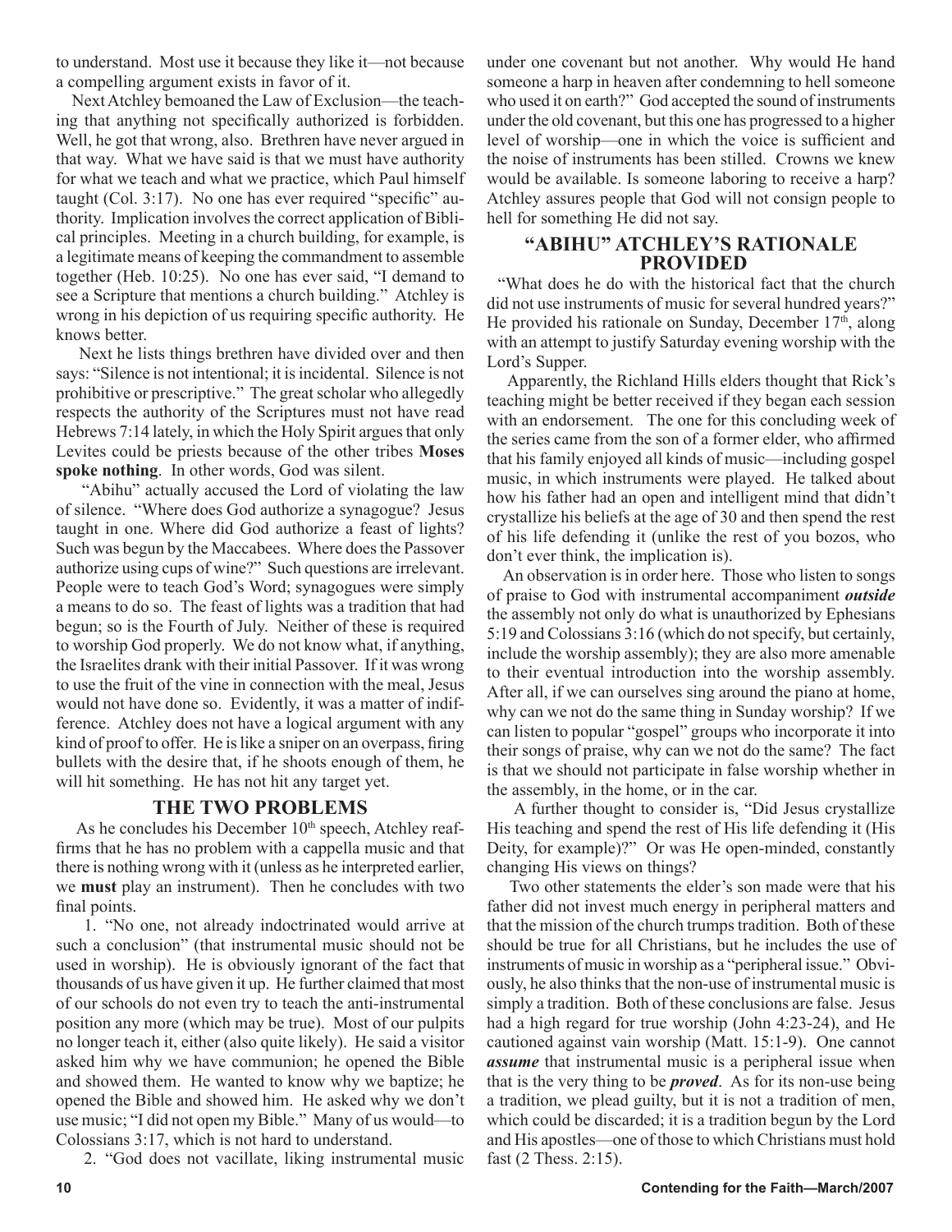to understand. Most use it because they like it—not because a compelling argument exists in favor of it.

Next Atchley bemoaned the Law of Exclusion—the teaching that anything not specifically authorized is forbidden. Well, he got that wrong, also. Brethren have never argued in that way. What we have said is that we must have authority for what we teach and what we practice, which Paul himself taught (Col. 3:17). No one has ever required "specific" authority. Implication involves the correct application of Biblical principles. Meeting in a church building, for example, is a legitimate means of keeping the commandment to assemble together (Heb. 10:25). No one has ever said, "I demand to see a Scripture that mentions a church building." Atchley is wrong in his depiction of us requiring specific authority. He knows better.

Next he lists things brethren have divided over and then says: "Silence is not intentional; it is incidental. Silence is not prohibitive or prescriptive." The great scholar who allegedly respects the authority of the Scriptures must not have read Hebrews 7:14 lately, in which the Holy Spirit argues that only Levites could be priests because of the other tribes **Moses spoke nothing**. In other words, God was silent.

"Abihu" actually accused the Lord of violating the law of silence. "Where does God authorize a synagogue? Jesus taught in one. Where did God authorize a feast of lights? Such was begun by the Maccabees. Where does the Passover authorize using cups of wine?" Such questions are irrelevant. People were to teach God's Word; synagogues were simply a means to do so. The feast of lights was a tradition that had begun; so is the Fourth of July. Neither of these is required to worship God properly. We do not know what, if anything, the Israelites drank with their initial Passover. If it was wrong to use the fruit of the vine in connection with the meal, Jesus would not have done so. Evidently, it was a matter of indifference. Atchley does not have a logical argument with any kind of proof to offer. He is like a sniper on an overpass, firing bullets with the desire that, if he shoots enough of them, he will hit something. He has not hit any target yet.

## THE TWO PROBLEMS

As he concludes his December 10th speech, Atchley reaffirms that he has no problem with a cappella music and that there is nothing wrong with it (unless as he interpreted earlier, we **must** play an instrument). Then he concludes with two final points.

1. "No one, not already indoctrinated would arrive at such a conclusion" (that instrumental music should not be used in worship). He is obviously ignorant of the fact that thousands of us have given it up. He further claimed that most of our schools do not even try to teach the anti-instrumental position any more (which may be true). Most of our pulpits no longer teach it, either (also quite likely). He said a visitor asked him why we have communion; he opened the Bible and showed them. He wanted to know why we baptize; he opened the Bible and showed him. He asked why we don't use music; "I did not open my Bible." Many of us would—to Colossians 3:17, which is not hard to understand.

2. "God does not vacillate, liking instrumental music under one covenant but not another. Why would He hand someone a harp in heaven after condemning to hell someone who used it on earth?" God accepted the sound of instruments under the old covenant, but this one has progressed to a higher level of worship—one in which the voice is sufficient and the noise of instruments has been stilled. Crowns we knew would be available. Is someone laboring to receive a harp? Atchley assures people that God will not consign people to hell for something He did not say.

## "ABIHU" ATCHLEY'S RATIONALE PROVIDED

"What does he do with the historical fact that the church did not use instruments of music for several hundred years?" He provided his rationale on Sunday, December 17th, along with an attempt to justify Saturday evening worship with the Lord's Supper.

Apparently, the Richland Hills elders thought that Rick's teaching might be better received if they began each session with an endorsement. The one for this concluding week of the series came from the son of a former elder, who affirmed that his family enjoyed all kinds of music—including gospel music, in which instruments were played. He talked about how his father had an open and intelligent mind that didn't crystallize his beliefs at the age of 30 and then spend the rest of his life defending it (unlike the rest of you bozos, who don't ever think, the implication is).

An observation is in order here. Those who listen to songs of praise to God with instrumental accompaniment ***outside*** the assembly not only do what is unauthorized by Ephesians 5:19 and Colossians 3:16 (which do not specify, but certainly, include the worship assembly); they are also more amenable to their eventual introduction into the worship assembly. After all, if we can ourselves sing around the piano at home, why can we not do the same thing in Sunday worship? If we can listen to popular "gospel" groups who incorporate it into their songs of praise, why can we not do the same? The fact is that we should not participate in false worship whether in the assembly, in the home, or in the car.

A further thought to consider is, "Did Jesus crystallize His teaching and spend the rest of His life defending it (His Deity, for example)?" Or was He open-minded, constantly changing His views on things?

Two other statements the elder's son made were that his father did not invest much energy in peripheral matters and that the mission of the church trumps tradition. Both of these should be true for all Christians, but he includes the use of instruments of music in worship as a "peripheral issue." Obviously, he also thinks that the non-use of instrumental music is simply a tradition. Both of these conclusions are false. Jesus had a high regard for true worship (John 4:23-24), and He cautioned against vain worship (Matt. 15:1-9). One cannot ***assume*** that instrumental music is a peripheral issue when that is the very thing to be ***proved***. As for its non-use being a tradition, we plead guilty, but it is not a tradition of men, which could be discarded; it is a tradition begun by the Lord and His apostles—one of those to which Christians must hold fast (2 Thess. 2:15).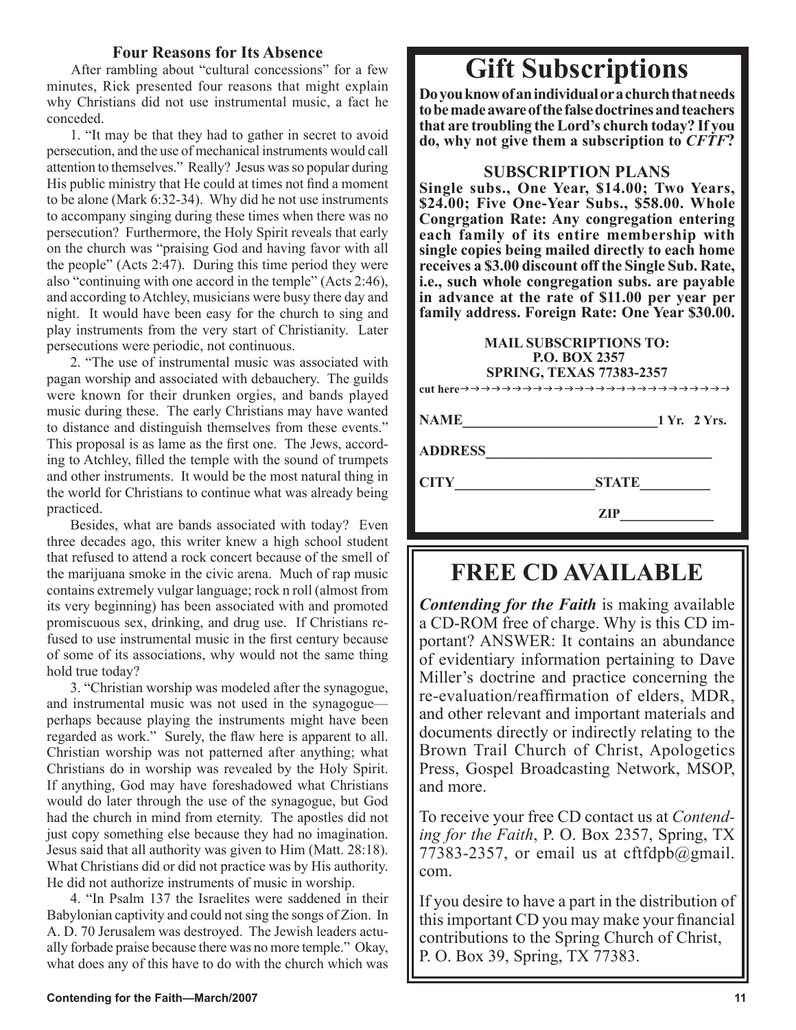### Four Reasons for Its Absence

After rambling about "cultural concessions" for a few minutes, Rick presented four reasons that might explain why Christians did not use instrumental music, a fact he conceded.

1. "It may be that they had to gather in secret to avoid persecution, and the use of mechanical instruments would call attention to themselves." Really? Jesus was so popular during His public ministry that He could at times not find a moment to be alone (Mark 6:32-34). Why did he not use instruments to accompany singing during these times when there was no persecution? Furthermore, the Holy Spirit reveals that early on the church was "praising God and having favor with all the people" (Acts 2:47). During this time period they were also "continuing with one accord in the temple" (Acts 2:46), and according to Atchley, musicians were busy there day and night. It would have been easy for the church to sing and play instruments from the very start of Christianity. Later persecutions were periodic, not continuous.

2. "The use of instrumental music was associated with pagan worship and associated with debauchery. The guilds were known for their drunken orgies, and bands played music during these. The early Christians may have wanted to distance and distinguish themselves from these events." This proposal is as lame as the first one. The Jews, according to Atchley, filled the temple with the sound of trumpets and other instruments. It would be the most natural thing in the world for Christians to continue what was already being practiced.

Besides, what are bands associated with today? Even three decades ago, this writer knew a high school student that refused to attend a rock concert because of the smell of the marijuana smoke in the civic arena. Much of rap music contains extremely vulgar language; rock n roll (almost from its very beginning) has been associated with and promoted promiscuous sex, drinking, and drug use. If Christians refused to use instrumental music in the first century because of some of its associations, why would not the same thing hold true today?

3. "Christian worship was modeled after the synagogue, and instrumental music was not used in the synagogue—perhaps because playing the instruments might have been regarded as work." Surely, the flaw here is apparent to all. Christian worship was not patterned after anything; what Christians do in worship was revealed by the Holy Spirit. If anything, God may have foreshadowed what Christians would do later through the use of the synagogue, but God had the church in mind from eternity. The apostles did not just copy something else because they had no imagination. Jesus said that all authority was given to Him (Matt. 28:18). What Christians did or did not practice was by His authority. He did not authorize instruments of music in worship.

4. "In Psalm 137 the Israelites were saddened in their Babylonian captivity and could not sing the songs of Zion. In A. D. 70 Jerusalem was destroyed. The Jewish leaders actually forbade praise because there was no more temple." Okay, what does any of this have to do with the church which was

# Gift Subscriptions

**Do you know of an individual or a church that needs to be made aware of the false doctrines and teachers that are troubling the Lord's church today? If you do, why not give them a subscription to *CFTF*?**

**SUBSCRIPTION PLANS**

**Single subs., One Year, $14.00; Two Years, $24.00; Five One-Year Subs., $58.00. Whole Congrgation Rate: Any congregation entering each family of its entire membership with single copies being mailed directly to each home receives a $3.00 discount off the Single Sub. Rate, i.e., such whole congregation subs. are payable in advance at the rate of $11.00 per year per family address. Foreign Rate: One Year $30.00.**

**MAIL SUBSCRIPTIONS TO:**
**P.O. BOX 2357**
**SPRING, TEXAS 77383-2357**

cut here→→→→→→→→→→→→→→→→→→→→→→→→→

**NAME**___________________________ **1 Yr. 2 Yrs.**

**ADDRESS**______________________________

**CITY**__________________ **STATE**_________

**ZIP**_____________

# FREE CD AVAILABLE

***Contending for the Faith*** is making available a CD-ROM free of charge. Why is this CD important? ANSWER: It contains an abundance of evidentiary information pertaining to Dave Miller's doctrine and practice concerning the re-evaluation/reaffirmation of elders, MDR, and other relevant and important materials and documents directly or indirectly relating to the Brown Trail Church of Christ, Apologetics Press, Gospel Broadcasting Network, MSOP, and more.

To receive your free CD contact us at *Contending for the Faith*, P. O. Box 2357, Spring, TX 77383-2357, or email us at cftfdpb@gmail.com.

If you desire to have a part in the distribution of this important CD you may make your financial contributions to the Spring Church of Christ, P. O. Box 39, Spring, TX 77383.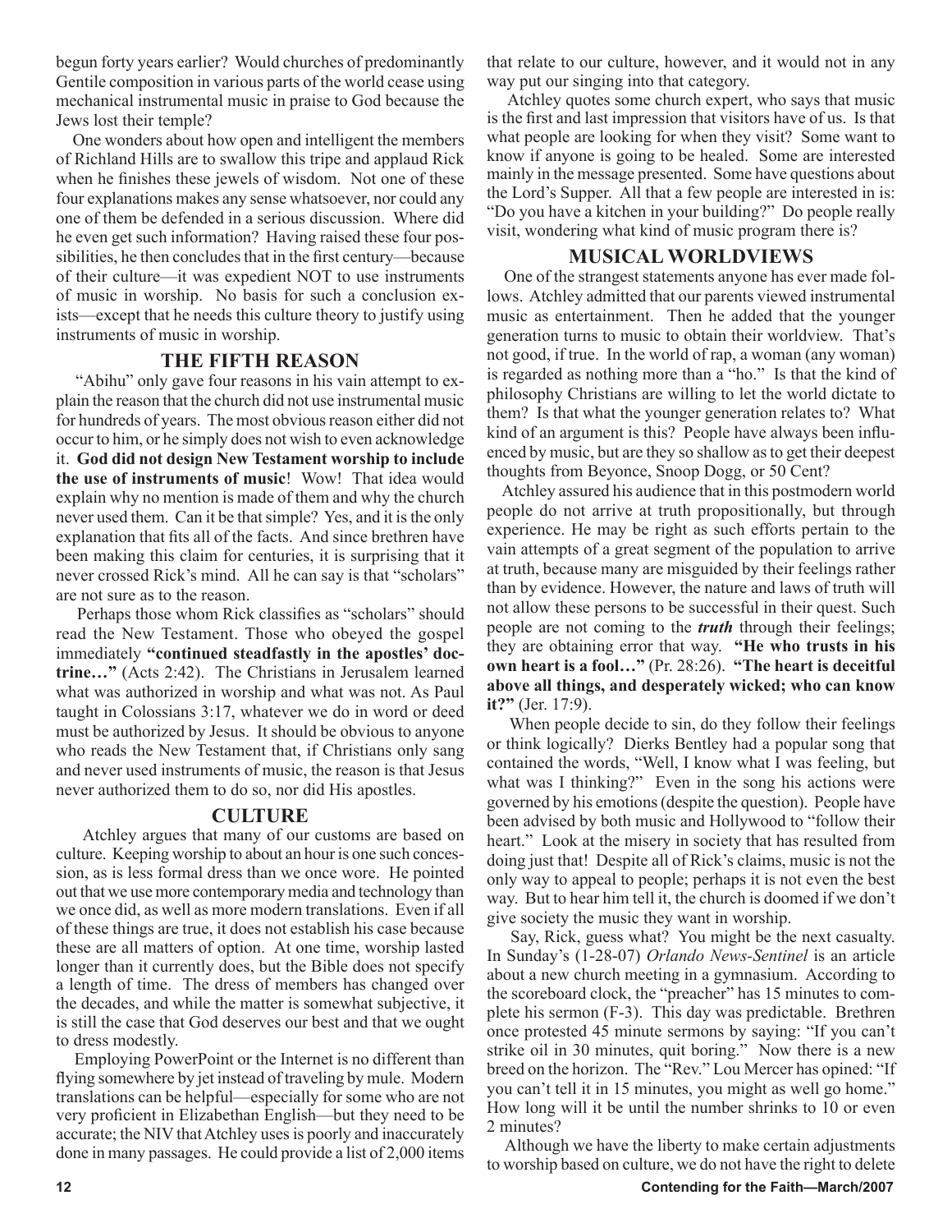begun forty years earlier? Would churches of predominantly Gentile composition in various parts of the world cease using mechanical instrumental music in praise to God because the Jews lost their temple?

One wonders about how open and intelligent the members of Richland Hills are to swallow this tripe and applaud Rick when he finishes these jewels of wisdom. Not one of these four explanations makes any sense whatsoever, nor could any one of them be defended in a serious discussion. Where did he even get such information? Having raised these four possibilities, he then concludes that in the first century—because of their culture—it was expedient NOT to use instruments of music in worship. No basis for such a conclusion exists—except that he needs this culture theory to justify using instruments of music in worship.

## THE FIFTH REASON

"Abihu" only gave four reasons in his vain attempt to explain the reason that the church did not use instrumental music for hundreds of years. The most obvious reason either did not occur to him, or he simply does not wish to even acknowledge it. **God did not design New Testament worship to include the use of instruments of music**! Wow! That idea would explain why no mention is made of them and why the church never used them. Can it be that simple? Yes, and it is the only explanation that fits all of the facts. And since brethren have been making this claim for centuries, it is surprising that it never crossed Rick's mind. All he can say is that "scholars" are not sure as to the reason.

Perhaps those whom Rick classifies as "scholars" should read the New Testament. Those who obeyed the gospel immediately **"continued steadfastly in the apostles' doctrine…"** (Acts 2:42). The Christians in Jerusalem learned what was authorized in worship and what was not. As Paul taught in Colossians 3:17, whatever we do in word or deed must be authorized by Jesus. It should be obvious to anyone who reads the New Testament that, if Christians only sang and never used instruments of music, the reason is that Jesus never authorized them to do so, nor did His apostles.

## CULTURE

Atchley argues that many of our customs are based on culture. Keeping worship to about an hour is one such concession, as is less formal dress than we once wore. He pointed out that we use more contemporary media and technology than we once did, as well as more modern translations. Even if all of these things are true, it does not establish his case because these are all matters of option. At one time, worship lasted longer than it currently does, but the Bible does not specify a length of time. The dress of members has changed over the decades, and while the matter is somewhat subjective, it is still the case that God deserves our best and that we ought to dress modestly.

Employing PowerPoint or the Internet is no different than flying somewhere by jet instead of traveling by mule. Modern translations can be helpful—especially for some who are not very proficient in Elizabethan English—but they need to be accurate; the NIV that Atchley uses is poorly and inaccurately done in many passages. He could provide a list of 2,000 items that relate to our culture, however, and it would not in any way put our singing into that category.

Atchley quotes some church expert, who says that music is the first and last impression that visitors have of us. Is that what people are looking for when they visit? Some want to know if anyone is going to be healed. Some are interested mainly in the message presented. Some have questions about the Lord's Supper. All that a few people are interested in is: "Do you have a kitchen in your building?" Do people really visit, wondering what kind of music program there is?

## MUSICAL WORLDVIEWS

One of the strangest statements anyone has ever made follows. Atchley admitted that our parents viewed instrumental music as entertainment. Then he added that the younger generation turns to music to obtain their worldview. That's not good, if true. In the world of rap, a woman (any woman) is regarded as nothing more than a "ho." Is that the kind of philosophy Christians are willing to let the world dictate to them? Is that what the younger generation relates to? What kind of an argument is this? People have always been influenced by music, but are they so shallow as to get their deepest thoughts from Beyonce, Snoop Dogg, or 50 Cent?

Atchley assured his audience that in this postmodern world people do not arrive at truth propositionally, but through experience. He may be right as such efforts pertain to the vain attempts of a great segment of the population to arrive at truth, because many are misguided by their feelings rather than by evidence. However, the nature and laws of truth will not allow these persons to be successful in their quest. Such people are not coming to the ***truth*** through their feelings; they are obtaining error that way. **"He who trusts in his own heart is a fool…"** (Pr. 28:26). **"The heart is deceitful above all things, and desperately wicked; who can know it?"** (Jer. 17:9).

When people decide to sin, do they follow their feelings or think logically? Dierks Bentley had a popular song that contained the words, "Well, I know what I was feeling, but what was I thinking?" Even in the song his actions were governed by his emotions (despite the question). People have been advised by both music and Hollywood to "follow their heart." Look at the misery in society that has resulted from doing just that! Despite all of Rick's claims, music is not the only way to appeal to people; perhaps it is not even the best way. But to hear him tell it, the church is doomed if we don't give society the music they want in worship.

Say, Rick, guess what? You might be the next casualty. In Sunday's (1-28-07) *Orlando News-Sentinel* is an article about a new church meeting in a gymnasium. According to the scoreboard clock, the "preacher" has 15 minutes to complete his sermon (F-3). This day was predictable. Brethren once protested 45 minute sermons by saying: "If you can't strike oil in 30 minutes, quit boring." Now there is a new breed on the horizon. The "Rev." Lou Mercer has opined: "If you can't tell it in 15 minutes, you might as well go home." How long will it be until the number shrinks to 10 or even 2 minutes?

Although we have the liberty to make certain adjustments to worship based on culture, we do not have the right to delete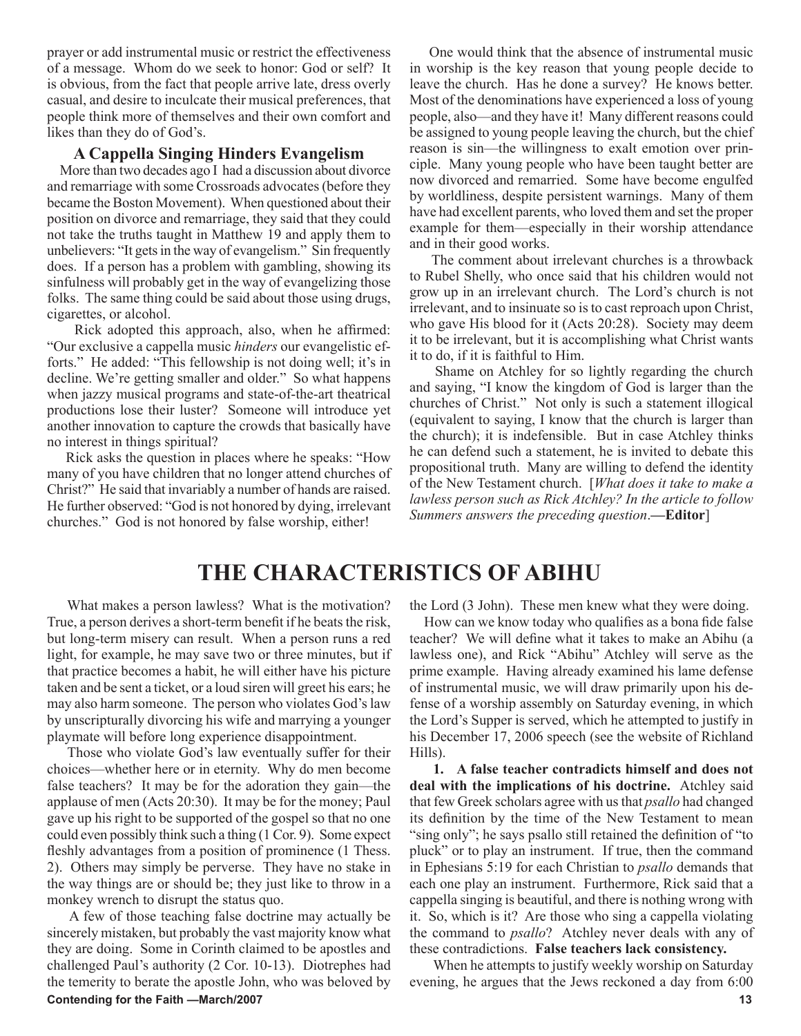prayer or add instrumental music or restrict the effectiveness of a message. Whom do we seek to honor: God or self? It is obvious, from the fact that people arrive late, dress overly casual, and desire to inculcate their musical preferences, that people think more of themselves and their own comfort and likes than they do of God's.

### A Cappella Singing Hinders Evangelism

More than two decades ago I had a discussion about divorce and remarriage with some Crossroads advocates (before they became the Boston Movement). When questioned about their position on divorce and remarriage, they said that they could not take the truths taught in Matthew 19 and apply them to unbelievers: "It gets in the way of evangelism." Sin frequently does. If a person has a problem with gambling, showing its sinfulness will probably get in the way of evangelizing those folks. The same thing could be said about those using drugs, cigarettes, or alcohol.

Rick adopted this approach, also, when he affirmed: "Our exclusive a cappella music *hinders* our evangelistic efforts." He added: "This fellowship is not doing well; it's in decline. We're getting smaller and older." So what happens when jazzy musical programs and state-of-the-art theatrical productions lose their luster? Someone will introduce yet another innovation to capture the crowds that basically have no interest in things spiritual?

Rick asks the question in places where he speaks: "How many of you have children that no longer attend churches of Christ?" He said that invariably a number of hands are raised. He further observed: "God is not honored by dying, irrelevant churches." God is not honored by false worship, either!

One would think that the absence of instrumental music in worship is the key reason that young people decide to leave the church. Has he done a survey? He knows better. Most of the denominations have experienced a loss of young people, also—and they have it! Many different reasons could be assigned to young people leaving the church, but the chief reason is sin—the willingness to exalt emotion over principle. Many young people who have been taught better are now divorced and remarried. Some have become engulfed by worldliness, despite persistent warnings. Many of them have had excellent parents, who loved them and set the proper example for them—especially in their worship attendance and in their good works.

The comment about irrelevant churches is a throwback to Rubel Shelly, who once said that his children would not grow up in an irrelevant church. The Lord's church is not irrelevant, and to insinuate so is to cast reproach upon Christ, who gave His blood for it (Acts 20:28). Society may deem it to be irrelevant, but it is accomplishing what Christ wants it to do, if it is faithful to Him.

Shame on Atchley for so lightly regarding the church and saying, "I know the kingdom of God is larger than the churches of Christ." Not only is such a statement illogical (equivalent to saying, I know that the church is larger than the church); it is indefensible. But in case Atchley thinks he can defend such a statement, he is invited to debate this propositional truth. Many are willing to defend the identity of the New Testament church. [*What does it take to make a lawless person such as Rick Atchley? In the article to follow Summers answers the preceding question*.—**Editor**]

# THE CHARACTERISTICS OF ABIHU

What makes a person lawless? What is the motivation? True, a person derives a short-term benefit if he beats the risk, but long-term misery can result. When a person runs a red light, for example, he may save two or three minutes, but if that practice becomes a habit, he will either have his picture taken and be sent a ticket, or a loud siren will greet his ears; he may also harm someone. The person who violates God's law by unscripturally divorcing his wife and marrying a younger playmate will before long experience disappointment.

Those who violate God's law eventually suffer for their choices—whether here or in eternity. Why do men become false teachers? It may be for the adoration they gain—the applause of men (Acts 20:30). It may be for the money; Paul gave up his right to be supported of the gospel so that no one could even possibly think such a thing (1 Cor. 9). Some expect fleshly advantages from a position of prominence (1 Thess. 2). Others may simply be perverse. They have no stake in the way things are or should be; they just like to throw in a monkey wrench to disrupt the status quo.

A few of those teaching false doctrine may actually be sincerely mistaken, but probably the vast majority know what they are doing. Some in Corinth claimed to be apostles and challenged Paul's authority (2 Cor. 10-13). Diotrephes had the temerity to berate the apostle John, who was beloved by the Lord (3 John). These men knew what they were doing.

How can we know today who qualifies as a bona fide false teacher? We will define what it takes to make an Abihu (a lawless one), and Rick "Abihu" Atchley will serve as the prime example. Having already examined his lame defense of instrumental music, we will draw primarily upon his defense of a worship assembly on Saturday evening, in which the Lord's Supper is served, which he attempted to justify in his December 17, 2006 speech (see the website of Richland Hills).

**1. A false teacher contradicts himself and does not deal with the implications of his doctrine.** Atchley said that few Greek scholars agree with us that *psallo* had changed its definition by the time of the New Testament to mean "sing only"; he says psallo still retained the definition of "to pluck" or to play an instrument. If true, then the command in Ephesians 5:19 for each Christian to *psallo* demands that each one play an instrument. Furthermore, Rick said that a cappella singing is beautiful, and there is nothing wrong with it. So, which is it? Are those who sing a cappella violating the command to *psallo*? Atchley never deals with any of these contradictions. **False teachers lack consistency.**

When he attempts to justify weekly worship on Saturday evening, he argues that the Jews reckoned a day from 6:00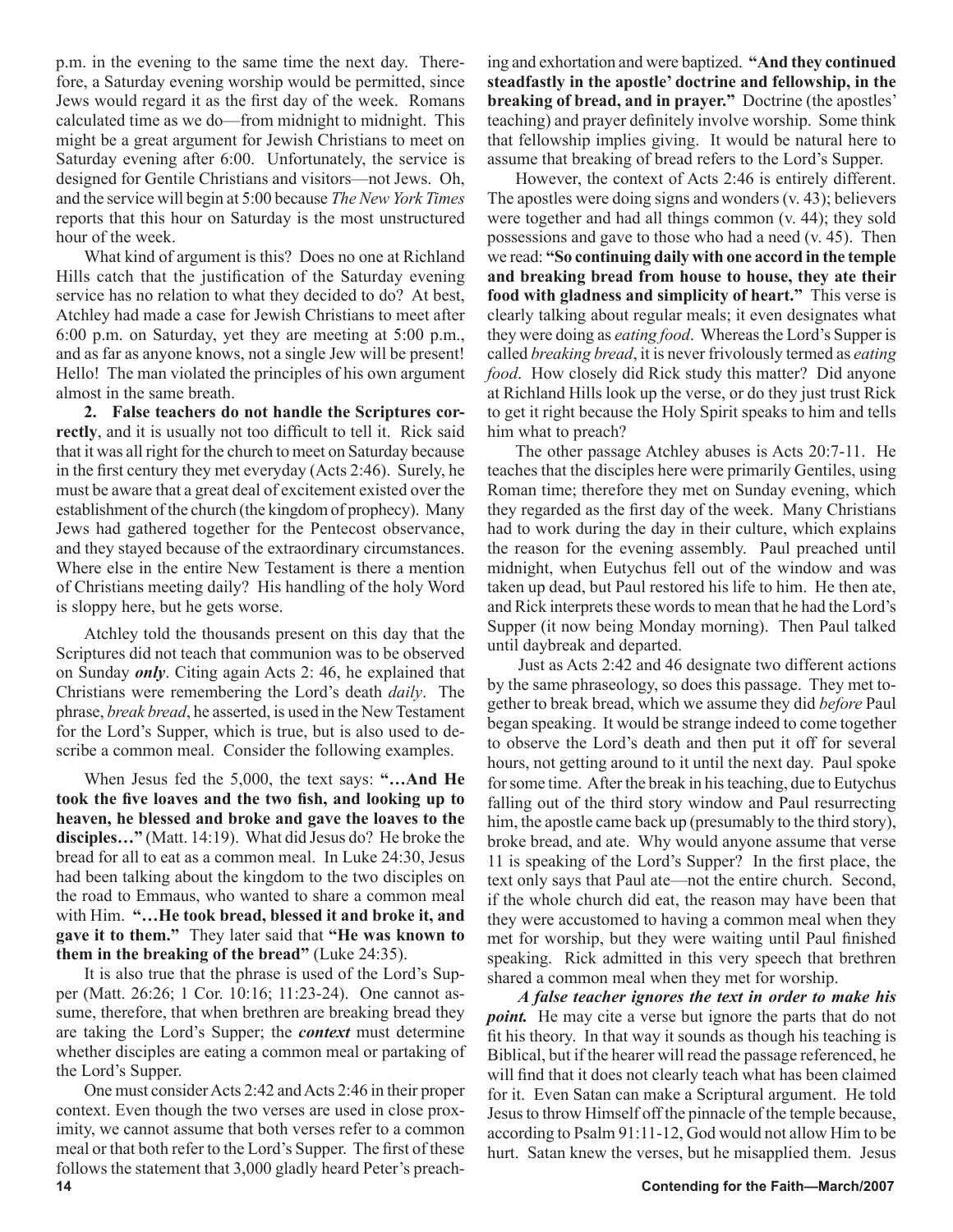p.m. in the evening to the same time the next day. Therefore, a Saturday evening worship would be permitted, since Jews would regard it as the first day of the week. Romans calculated time as we do—from midnight to midnight. This might be a great argument for Jewish Christians to meet on Saturday evening after 6:00. Unfortunately, the service is designed for Gentile Christians and visitors—not Jews. Oh, and the service will begin at 5:00 because *The New York Times* reports that this hour on Saturday is the most unstructured hour of the week.

What kind of argument is this? Does no one at Richland Hills catch that the justification of the Saturday evening service has no relation to what they decided to do? At best, Atchley had made a case for Jewish Christians to meet after 6:00 p.m. on Saturday, yet they are meeting at 5:00 p.m., and as far as anyone knows, not a single Jew will be present! Hello! The man violated the principles of his own argument almost in the same breath.

**2. False teachers do not handle the Scriptures correctly**, and it is usually not too difficult to tell it. Rick said that it was all right for the church to meet on Saturday because in the first century they met everyday (Acts 2:46). Surely, he must be aware that a great deal of excitement existed over the establishment of the church (the kingdom of prophecy). Many Jews had gathered together for the Pentecost observance, and they stayed because of the extraordinary circumstances. Where else in the entire New Testament is there a mention of Christians meeting daily? His handling of the holy Word is sloppy here, but he gets worse.

Atchley told the thousands present on this day that the Scriptures did not teach that communion was to be observed on Sunday ***only***. Citing again Acts 2: 46, he explained that Christians were remembering the Lord's death *daily*. The phrase, *break bread*, he asserted, is used in the New Testament for the Lord's Supper, which is true, but is also used to describe a common meal. Consider the following examples.

When Jesus fed the 5,000, the text says: **"…And He took the five loaves and the two fish, and looking up to heaven, he blessed and broke and gave the loaves to the disciples…"** (Matt. 14:19). What did Jesus do? He broke the bread for all to eat as a common meal. In Luke 24:30, Jesus had been talking about the kingdom to the two disciples on the road to Emmaus, who wanted to share a common meal with Him. **"…He took bread, blessed it and broke it, and gave it to them."** They later said that **"He was known to them in the breaking of the bread"** (Luke 24:35).

It is also true that the phrase is used of the Lord's Supper (Matt. 26:26; 1 Cor. 10:16; 11:23-24). One cannot assume, therefore, that when brethren are breaking bread they are taking the Lord's Supper; the ***context*** must determine whether disciples are eating a common meal or partaking of the Lord's Supper.

One must consider Acts 2:42 and Acts 2:46 in their proper context. Even though the two verses are used in close proximity, we cannot assume that both verses refer to a common meal or that both refer to the Lord's Supper. The first of these follows the statement that 3,000 gladly heard Peter's preaching and exhortation and were baptized. **"And they continued steadfastly in the apostle' doctrine and fellowship, in the breaking of bread, and in prayer."** Doctrine (the apostles' teaching) and prayer definitely involve worship. Some think that fellowship implies giving. It would be natural here to assume that breaking of bread refers to the Lord's Supper.

However, the context of Acts 2:46 is entirely different. The apostles were doing signs and wonders (v. 43); believers were together and had all things common (v. 44); they sold possessions and gave to those who had a need (v. 45). Then we read: **"So continuing daily with one accord in the temple and breaking bread from house to house, they ate their food with gladness and simplicity of heart."** This verse is clearly talking about regular meals; it even designates what they were doing as *eating food*. Whereas the Lord's Supper is called *breaking bread*, it is never frivolously termed as *eating food*. How closely did Rick study this matter? Did anyone at Richland Hills look up the verse, or do they just trust Rick to get it right because the Holy Spirit speaks to him and tells him what to preach?

The other passage Atchley abuses is Acts 20:7-11. He teaches that the disciples here were primarily Gentiles, using Roman time; therefore they met on Sunday evening, which they regarded as the first day of the week. Many Christians had to work during the day in their culture, which explains the reason for the evening assembly. Paul preached until midnight, when Eutychus fell out of the window and was taken up dead, but Paul restored his life to him. He then ate, and Rick interprets these words to mean that he had the Lord's Supper (it now being Monday morning). Then Paul talked until daybreak and departed.

Just as Acts 2:42 and 46 designate two different actions by the same phraseology, so does this passage. They met together to break bread, which we assume they did *before* Paul began speaking. It would be strange indeed to come together to observe the Lord's death and then put it off for several hours, not getting around to it until the next day. Paul spoke for some time. After the break in his teaching, due to Eutychus falling out of the third story window and Paul resurrecting him, the apostle came back up (presumably to the third story), broke bread, and ate. Why would anyone assume that verse 11 is speaking of the Lord's Supper? In the first place, the text only says that Paul ate—not the entire church. Second, if the whole church did eat, the reason may have been that they were accustomed to having a common meal when they met for worship, but they were waiting until Paul finished speaking. Rick admitted in this very speech that brethren shared a common meal when they met for worship.

***A false teacher ignores the text in order to make his point.*** He may cite a verse but ignore the parts that do not fit his theory. In that way it sounds as though his teaching is Biblical, but if the hearer will read the passage referenced, he will find that it does not clearly teach what has been claimed for it. Even Satan can make a Scriptural argument. He told Jesus to throw Himself off the pinnacle of the temple because, according to Psalm 91:11-12, God would not allow Him to be hurt. Satan knew the verses, but he misapplied them. Jesus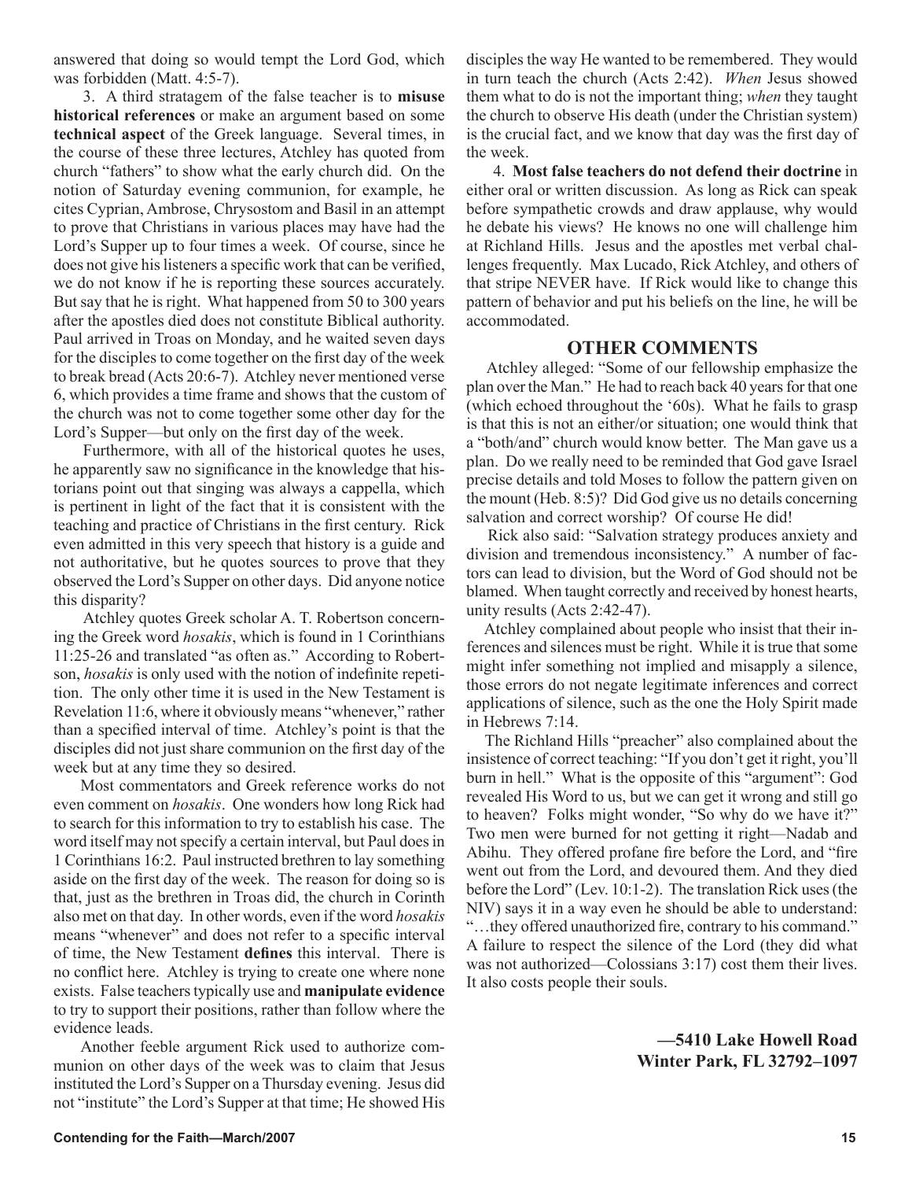answered that doing so would tempt the Lord God, which was forbidden (Matt. 4:5-7).

3. A third stratagem of the false teacher is to **misuse historical references** or make an argument based on some **technical aspect** of the Greek language. Several times, in the course of these three lectures, Atchley has quoted from church "fathers" to show what the early church did. On the notion of Saturday evening communion, for example, he cites Cyprian, Ambrose, Chrysostom and Basil in an attempt to prove that Christians in various places may have had the Lord's Supper up to four times a week. Of course, since he does not give his listeners a specific work that can be verified, we do not know if he is reporting these sources accurately. But say that he is right. What happened from 50 to 300 years after the apostles died does not constitute Biblical authority. Paul arrived in Troas on Monday, and he waited seven days for the disciples to come together on the first day of the week to break bread (Acts 20:6-7). Atchley never mentioned verse 6, which provides a time frame and shows that the custom of the church was not to come together some other day for the Lord's Supper—but only on the first day of the week.

Furthermore, with all of the historical quotes he uses, he apparently saw no significance in the knowledge that historians point out that singing was always a cappella, which is pertinent in light of the fact that it is consistent with the teaching and practice of Christians in the first century. Rick even admitted in this very speech that history is a guide and not authoritative, but he quotes sources to prove that they observed the Lord's Supper on other days. Did anyone notice this disparity?

Atchley quotes Greek scholar A. T. Robertson concerning the Greek word *hosakis*, which is found in 1 Corinthians 11:25-26 and translated "as often as." According to Robertson, *hosakis* is only used with the notion of indefinite repetition. The only other time it is used in the New Testament is Revelation 11:6, where it obviously means "whenever," rather than a specified interval of time. Atchley's point is that the disciples did not just share communion on the first day of the week but at any time they so desired.

Most commentators and Greek reference works do not even comment on *hosakis*. One wonders how long Rick had to search for this information to try to establish his case. The word itself may not specify a certain interval, but Paul does in 1 Corinthians 16:2. Paul instructed brethren to lay something aside on the first day of the week. The reason for doing so is that, just as the brethren in Troas did, the church in Corinth also met on that day. In other words, even if the word *hosakis* means "whenever" and does not refer to a specific interval of time, the New Testament **defines** this interval. There is no conflict here. Atchley is trying to create one where none exists. False teachers typically use and **manipulate evidence** to try to support their positions, rather than follow where the evidence leads.

Another feeble argument Rick used to authorize communion on other days of the week was to claim that Jesus instituted the Lord's Supper on a Thursday evening. Jesus did not "institute" the Lord's Supper at that time; He showed His disciples the way He wanted to be remembered. They would in turn teach the church (Acts 2:42). *When* Jesus showed them what to do is not the important thing; *when* they taught the church to observe His death (under the Christian system) is the crucial fact, and we know that day was the first day of the week.

4. **Most false teachers do not defend their doctrine** in either oral or written discussion. As long as Rick can speak before sympathetic crowds and draw applause, why would he debate his views? He knows no one will challenge him at Richland Hills. Jesus and the apostles met verbal challenges frequently. Max Lucado, Rick Atchley, and others of that stripe NEVER have. If Rick would like to change this pattern of behavior and put his beliefs on the line, he will be accommodated.

## OTHER COMMENTS

Atchley alleged: "Some of our fellowship emphasize the plan over the Man." He had to reach back 40 years for that one (which echoed throughout the '60s). What he fails to grasp is that this is not an either/or situation; one would think that a "both/and" church would know better. The Man gave us a plan. Do we really need to be reminded that God gave Israel precise details and told Moses to follow the pattern given on the mount (Heb. 8:5)? Did God give us no details concerning salvation and correct worship? Of course He did!

Rick also said: "Salvation strategy produces anxiety and division and tremendous inconsistency." A number of factors can lead to division, but the Word of God should not be blamed. When taught correctly and received by honest hearts, unity results (Acts 2:42-47).

Atchley complained about people who insist that their inferences and silences must be right. While it is true that some might infer something not implied and misapply a silence, those errors do not negate legitimate inferences and correct applications of silence, such as the one the Holy Spirit made in Hebrews 7:14.

The Richland Hills "preacher" also complained about the insistence of correct teaching: "If you don't get it right, you'll burn in hell." What is the opposite of this "argument": God revealed His Word to us, but we can get it wrong and still go to heaven? Folks might wonder, "So why do we have it?" Two men were burned for not getting it right—Nadab and Abihu. They offered profane fire before the Lord, and "fire went out from the Lord, and devoured them. And they died before the Lord" (Lev. 10:1-2). The translation Rick uses (the NIV) says it in a way even he should be able to understand: "…they offered unauthorized fire, contrary to his command." A failure to respect the silence of the Lord (they did what was not authorized—Colossians 3:17) cost them their lives. It also costs people their souls.

**—5410 Lake Howell Road**
**Winter Park, FL 32792–1097**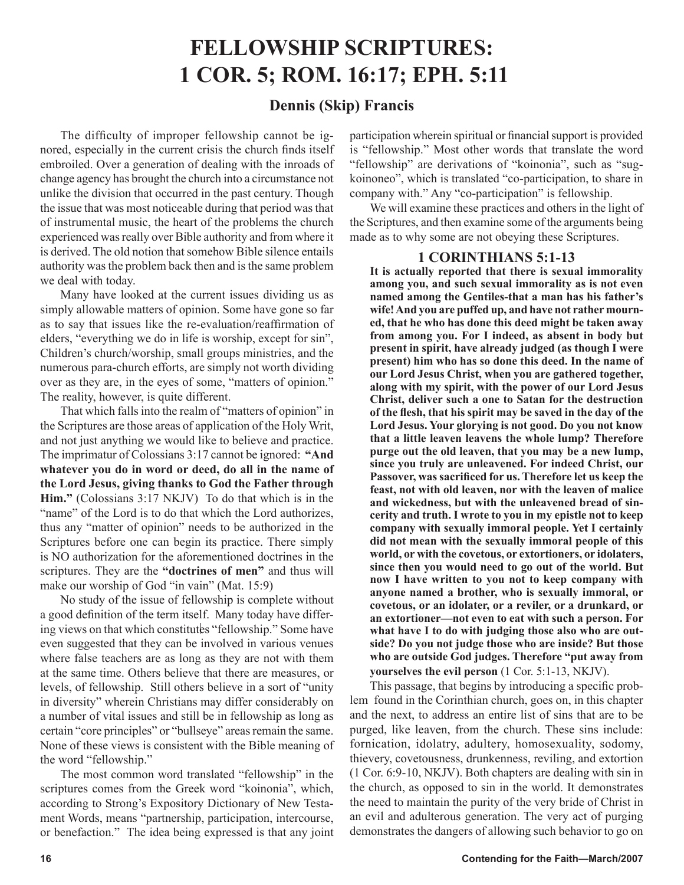# FELLOWSHIP SCRIPTURES: 1 COR. 5; ROM. 16:17; EPH. 5:11

## Dennis (Skip) Francis

The difficulty of improper fellowship cannot be ignored, especially in the current crisis the church finds itself embroiled. Over a generation of dealing with the inroads of change agency has brought the church into a circumstance not unlike the division that occurred in the past century. Though the issue that was most noticeable during that period was that of instrumental music, the heart of the problems the church experienced was really over Bible authority and from where it is derived. The old notion that somehow Bible silence entails authority was the problem back then and is the same problem we deal with today.

Many have looked at the current issues dividing us as simply allowable matters of opinion. Some have gone so far as to say that issues like the re-evaluation/reaffirmation of elders, "everything we do in life is worship, except for sin", Children's church/worship, small groups ministries, and the numerous para-church efforts, are simply not worth dividing over as they are, in the eyes of some, "matters of opinion." The reality, however, is quite different.

That which falls into the realm of "matters of opinion" in the Scriptures are those areas of application of the Holy Writ, and not just anything we would like to believe and practice. The imprimatur of Colossians 3:17 cannot be ignored: **"And whatever you do in word or deed, do all in the name of the Lord Jesus, giving thanks to God the Father through Him."** (Colossians 3:17 NKJV) To do that which is in the "name" of the Lord is to do that which the Lord authorizes, thus any "matter of opinion" needs to be authorized in the Scriptures before one can begin its practice. There simply is NO authorization for the aforementioned doctrines in the scriptures. They are the **"doctrines of men"** and thus will make our worship of God "in vain" (Mat. 15:9)

No study of the issue of fellowship is complete without a good definition of the term itself. Many today have differing views on that which constitutes "fellowship." Some have even suggested that they can be involved in various venues where false teachers are as long as they are not with them at the same time. Others believe that there are measures, or levels, of fellowship. Still others believe in a sort of "unity in diversity" wherein Christians may differ considerably on a number of vital issues and still be in fellowship as long as certain "core principles" or "bullseye" areas remain the same. None of these views is consistent with the Bible meaning of the word "fellowship."

The most common word translated "fellowship" in the scriptures comes from the Greek word "koinonia", which, according to Strong's Expository Dictionary of New Testament Words, means "partnership, participation, intercourse, or benefaction." The idea being expressed is that any joint participation wherein spiritual or financial support is provided is "fellowship." Most other words that translate the word "fellowship" are derivations of "koinonia", such as "sugkoinoneo", which is translated "co-participation, to share in company with." Any "co-participation" is fellowship.

We will examine these practices and others in the light of the Scriptures, and then examine some of the arguments being made as to why some are not obeying these Scriptures.

### 1 CORINTHIANS 5:1-13

**It is actually reported that there is sexual immorality among you, and such sexual immorality as is not even named among the Gentiles-that a man has his father's wife! And you are puffed up, and have not rather mourned, that he who has done this deed might be taken away from among you. For I indeed, as absent in body but present in spirit, have already judged (as though I were present) him who has so done this deed. In the name of our Lord Jesus Christ, when you are gathered together, along with my spirit, with the power of our Lord Jesus Christ, deliver such a one to Satan for the destruction of the flesh, that his spirit may be saved in the day of the Lord Jesus. Your glorying is not good. Do you not know that a little leaven leavens the whole lump? Therefore purge out the old leaven, that you may be a new lump, since you truly are unleavened. For indeed Christ, our Passover, was sacrificed for us. Therefore let us keep the feast, not with old leaven, nor with the leaven of malice and wickedness, but with the unleavened bread of sincerity and truth. I wrote to you in my epistle not to keep company with sexually immoral people. Yet I certainly did not mean with the sexually immoral people of this world, or with the covetous, or extortioners, or idolaters, since then you would need to go out of the world. But now I have written to you not to keep company with anyone named a brother, who is sexually immoral, or covetous, or an idolater, or a reviler, or a drunkard, or an extortioner—not even to eat with such a person. For what have I to do with judging those also who are outside? Do you not judge those who are inside? But those who are outside God judges. Therefore "put away from yourselves the evil person** (1 Cor. 5:1-13, NKJV).

This passage, that begins by introducing a specific problem found in the Corinthian church, goes on, in this chapter and the next, to address an entire list of sins that are to be purged, like leaven, from the church. These sins include: fornication, idolatry, adultery, homosexuality, sodomy, thievery, covetousness, drunkenness, reviling, and extortion (1 Cor. 6:9-10, NKJV). Both chapters are dealing with sin in the church, as opposed to sin in the world. It demonstrates the need to maintain the purity of the very bride of Christ in an evil and adulterous generation. The very act of purging demonstrates the dangers of allowing such behavior to go on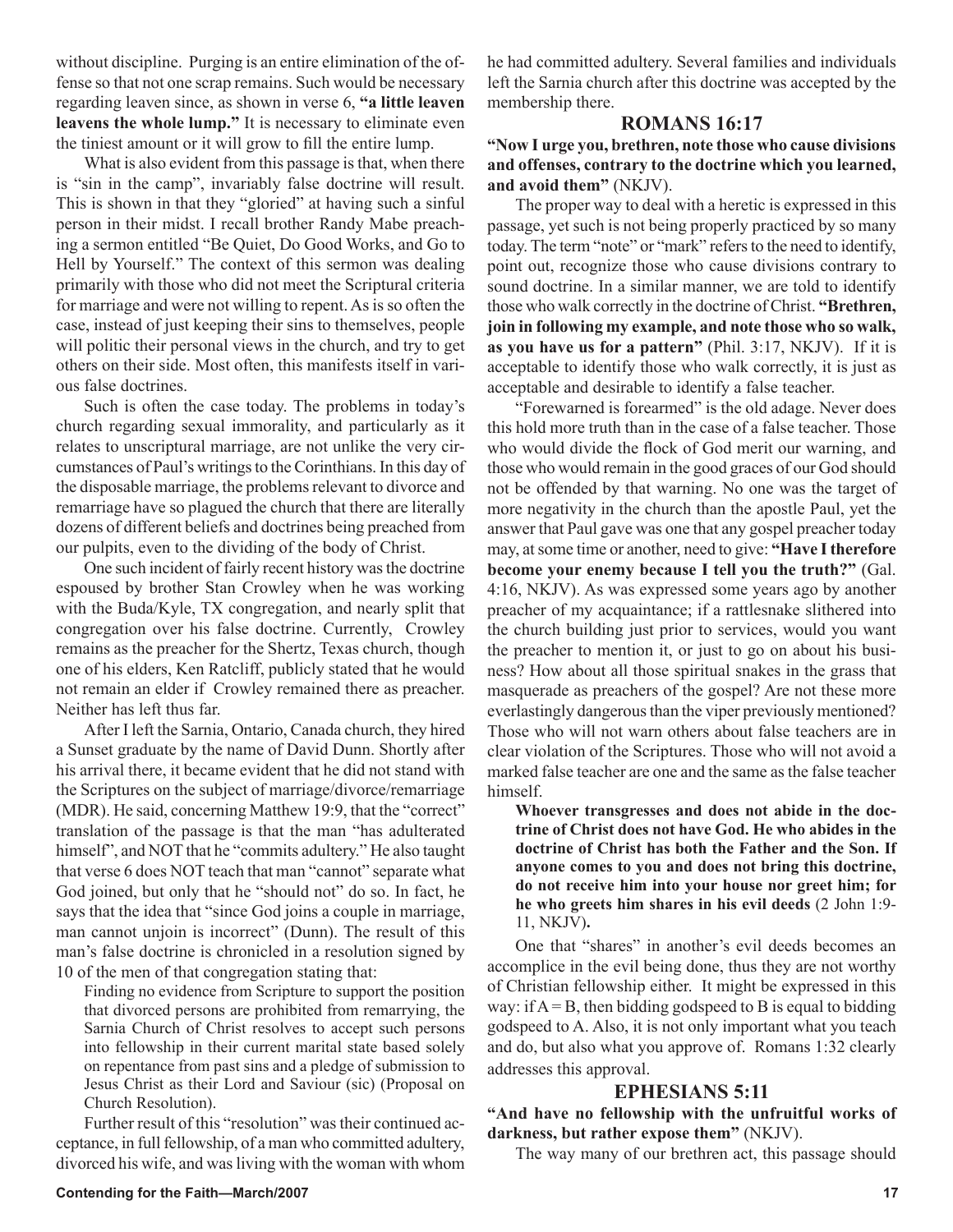without discipline. Purging is an entire elimination of the offense so that not one scrap remains. Such would be necessary regarding leaven since, as shown in verse 6, **"a little leaven leavens the whole lump."** It is necessary to eliminate even the tiniest amount or it will grow to fill the entire lump.

What is also evident from this passage is that, when there is "sin in the camp", invariably false doctrine will result. This is shown in that they "gloried" at having such a sinful person in their midst. I recall brother Randy Mabe preaching a sermon entitled "Be Quiet, Do Good Works, and Go to Hell by Yourself." The context of this sermon was dealing primarily with those who did not meet the Scriptural criteria for marriage and were not willing to repent. As is so often the case, instead of just keeping their sins to themselves, people will politic their personal views in the church, and try to get others on their side. Most often, this manifests itself in various false doctrines.

Such is often the case today. The problems in today's church regarding sexual immorality, and particularly as it relates to unscriptural marriage, are not unlike the very circumstances of Paul's writings to the Corinthians. In this day of the disposable marriage, the problems relevant to divorce and remarriage have so plagued the church that there are literally dozens of different beliefs and doctrines being preached from our pulpits, even to the dividing of the body of Christ.

One such incident of fairly recent history was the doctrine espoused by brother Stan Crowley when he was working with the Buda/Kyle, TX congregation, and nearly split that congregation over his false doctrine. Currently, Crowley remains as the preacher for the Shertz, Texas church, though one of his elders, Ken Ratcliff, publicly stated that he would not remain an elder if Crowley remained there as preacher. Neither has left thus far.

After I left the Sarnia, Ontario, Canada church, they hired a Sunset graduate by the name of David Dunn. Shortly after his arrival there, it became evident that he did not stand with the Scriptures on the subject of marriage/divorce/remarriage (MDR). He said, concerning Matthew 19:9, that the "correct" translation of the passage is that the man "has adulterated himself", and NOT that he "commits adultery." He also taught that verse 6 does NOT teach that man "cannot" separate what God joined, but only that he "should not" do so. In fact, he says that the idea that "since God joins a couple in marriage, man cannot unjoin is incorrect" (Dunn). The result of this man's false doctrine is chronicled in a resolution signed by 10 of the men of that congregation stating that:

> Finding no evidence from Scripture to support the position that divorced persons are prohibited from remarrying, the Sarnia Church of Christ resolves to accept such persons into fellowship in their current marital state based solely on repentance from past sins and a pledge of submission to Jesus Christ as their Lord and Saviour (sic) (Proposal on Church Resolution).

Further result of this "resolution" was their continued acceptance, in full fellowship, of a man who committed adultery, divorced his wife, and was living with the woman with whom he had committed adultery. Several families and individuals left the Sarnia church after this doctrine was accepted by the membership there.

## ROMANS 16:17

**"Now I urge you, brethren, note those who cause divisions and offenses, contrary to the doctrine which you learned, and avoid them"** (NKJV).

The proper way to deal with a heretic is expressed in this passage, yet such is not being properly practiced by so many today. The term "note" or "mark" refers to the need to identify, point out, recognize those who cause divisions contrary to sound doctrine. In a similar manner, we are told to identify those who walk correctly in the doctrine of Christ. **"Brethren, join in following my example, and note those who so walk, as you have us for a pattern"** (Phil. 3:17, NKJV). If it is acceptable to identify those who walk correctly, it is just as acceptable and desirable to identify a false teacher.

"Forewarned is forearmed" is the old adage. Never does this hold more truth than in the case of a false teacher. Those who would divide the flock of God merit our warning, and those who would remain in the good graces of our God should not be offended by that warning. No one was the target of more negativity in the church than the apostle Paul, yet the answer that Paul gave was one that any gospel preacher today may, at some time or another, need to give: **"Have I therefore become your enemy because I tell you the truth?"** (Gal. 4:16, NKJV). As was expressed some years ago by another preacher of my acquaintance; if a rattlesnake slithered into the church building just prior to services, would you want the preacher to mention it, or just to go on about his business? How about all those spiritual snakes in the grass that masquerade as preachers of the gospel? Are not these more everlastingly dangerous than the viper previously mentioned? Those who will not warn others about false teachers are in clear violation of the Scriptures. Those who will not avoid a marked false teacher are one and the same as the false teacher himself.

> **Whoever transgresses and does not abide in the doctrine of Christ does not have God. He who abides in the doctrine of Christ has both the Father and the Son. If anyone comes to you and does not bring this doctrine, do not receive him into your house nor greet him; for he who greets him shares in his evil deeds** (2 John 1:9-11, NKJV)**.**

One that "shares" in another's evil deeds becomes an accomplice in the evil being done, thus they are not worthy of Christian fellowship either. It might be expressed in this way: if A = B, then bidding godspeed to B is equal to bidding godspeed to A. Also, it is not only important what you teach and do, but also what you approve of. Romans 1:32 clearly addresses this approval.

## EPHESIANS 5:11

**"And have no fellowship with the unfruitful works of darkness, but rather expose them"** (NKJV).

The way many of our brethren act, this passage should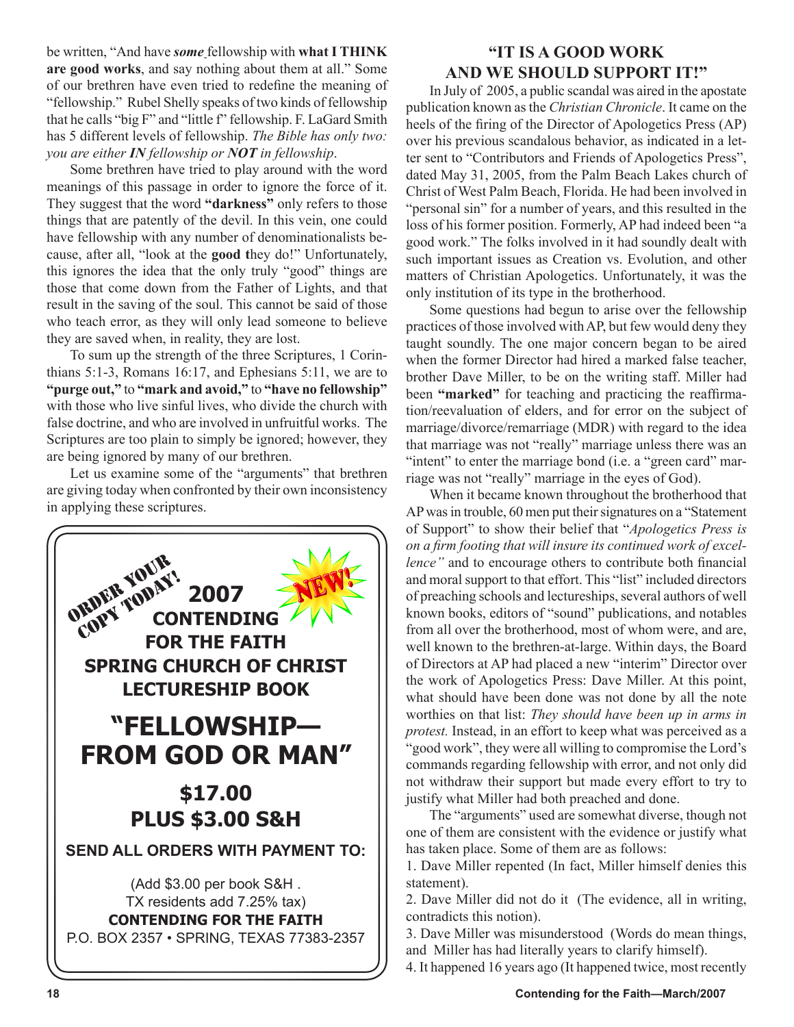be written, "And have ***some*** fellowship with **what I THINK are good works**, and say nothing about them at all." Some of our brethren have even tried to redefine the meaning of "fellowship." Rubel Shelly speaks of two kinds of fellowship that he calls "big F" and "little f" fellowship. F. LaGard Smith has 5 different levels of fellowship. *The Bible has only two: you are either **IN** fellowship or **NOT** in fellowship*.

Some brethren have tried to play around with the word meanings of this passage in order to ignore the force of it. They suggest that the word **"darkness"** only refers to those things that are patently of the devil. In this vein, one could have fellowship with any number of denominationalists because, after all, "look at the **good t**hey do!" Unfortunately, this ignores the idea that the only truly "good" things are those that come down from the Father of Lights, and that result in the saving of the soul. This cannot be said of those who teach error, as they will only lead someone to believe they are saved when, in reality, they are lost.

To sum up the strength of the three Scriptures, 1 Corinthians 5:1-3, Romans 16:17, and Ephesians 5:11, we are to **"purge out,"** to **"mark and avoid,"** to **"have no fellowship"** with those who live sinful lives, who divide the church with false doctrine, and who are involved in unfruitful works. The Scriptures are too plain to simply be ignored; however, they are being ignored by many of our brethren.

Let us examine some of the "arguments" that brethren are giving today when confronted by their own inconsistency in applying these scriptures.

ORDER YOUR COPY TODAY!

NEW!

**2007 CONTENDING FOR THE FAITH SPRING CHURCH OF CHRIST LECTURESHIP BOOK**

**"FELLOWSHIP— FROM GOD OR MAN"**

**$17.00 PLUS $3.00 S&H**

**SEND ALL ORDERS WITH PAYMENT TO:**

(Add $3.00 per book S&H . TX residents add 7.25% tax)
**CONTENDING FOR THE FAITH**
P.O. BOX 2357 • SPRING, TEXAS 77383-2357

## "IT IS A GOOD WORK AND WE SHOULD SUPPORT IT!"

In July of 2005, a public scandal was aired in the apostate publication known as the *Christian Chronicle*. It came on the heels of the firing of the Director of Apologetics Press (AP) over his previous scandalous behavior, as indicated in a letter sent to "Contributors and Friends of Apologetics Press", dated May 31, 2005, from the Palm Beach Lakes church of Christ of West Palm Beach, Florida. He had been involved in "personal sin" for a number of years, and this resulted in the loss of his former position. Formerly, AP had indeed been "a good work." The folks involved in it had soundly dealt with such important issues as Creation vs. Evolution, and other matters of Christian Apologetics. Unfortunately, it was the only institution of its type in the brotherhood.

Some questions had begun to arise over the fellowship practices of those involved with AP, but few would deny they taught soundly. The one major concern began to be aired when the former Director had hired a marked false teacher, brother Dave Miller, to be on the writing staff. Miller had been **"marked"** for teaching and practicing the reaffirmation/reevaluation of elders, and for error on the subject of marriage/divorce/remarriage (MDR) with regard to the idea that marriage was not "really" marriage unless there was an "intent" to enter the marriage bond (i.e. a "green card" marriage was not "really" marriage in the eyes of God).

When it became known throughout the brotherhood that AP was in trouble, 60 men put their signatures on a "Statement of Support" to show their belief that "*Apologetics Press is on a firm footing that will insure its continued work of excellence"* and to encourage others to contribute both financial and moral support to that effort. This "list" included directors of preaching schools and lectureships, several authors of well known books, editors of "sound" publications, and notables from all over the brotherhood, most of whom were, and are, well known to the brethren-at-large. Within days, the Board of Directors at AP had placed a new "interim" Director over the work of Apologetics Press: Dave Miller. At this point, what should have been done was not done by all the note worthies on that list: *They should have been up in arms in protest.* Instead, in an effort to keep what was perceived as a "good work", they were all willing to compromise the Lord's commands regarding fellowship with error, and not only did not withdraw their support but made every effort to try to justify what Miller had both preached and done.

The "arguments" used are somewhat diverse, though not one of them are consistent with the evidence or justify what has taken place. Some of them are as follows:

1. Dave Miller repented (In fact, Miller himself denies this statement).
2. Dave Miller did not do it (The evidence, all in writing, contradicts this notion).
3. Dave Miller was misunderstood (Words do mean things, and Miller has had literally years to clarify himself).
4. It happened 16 years ago (It happened twice, most recently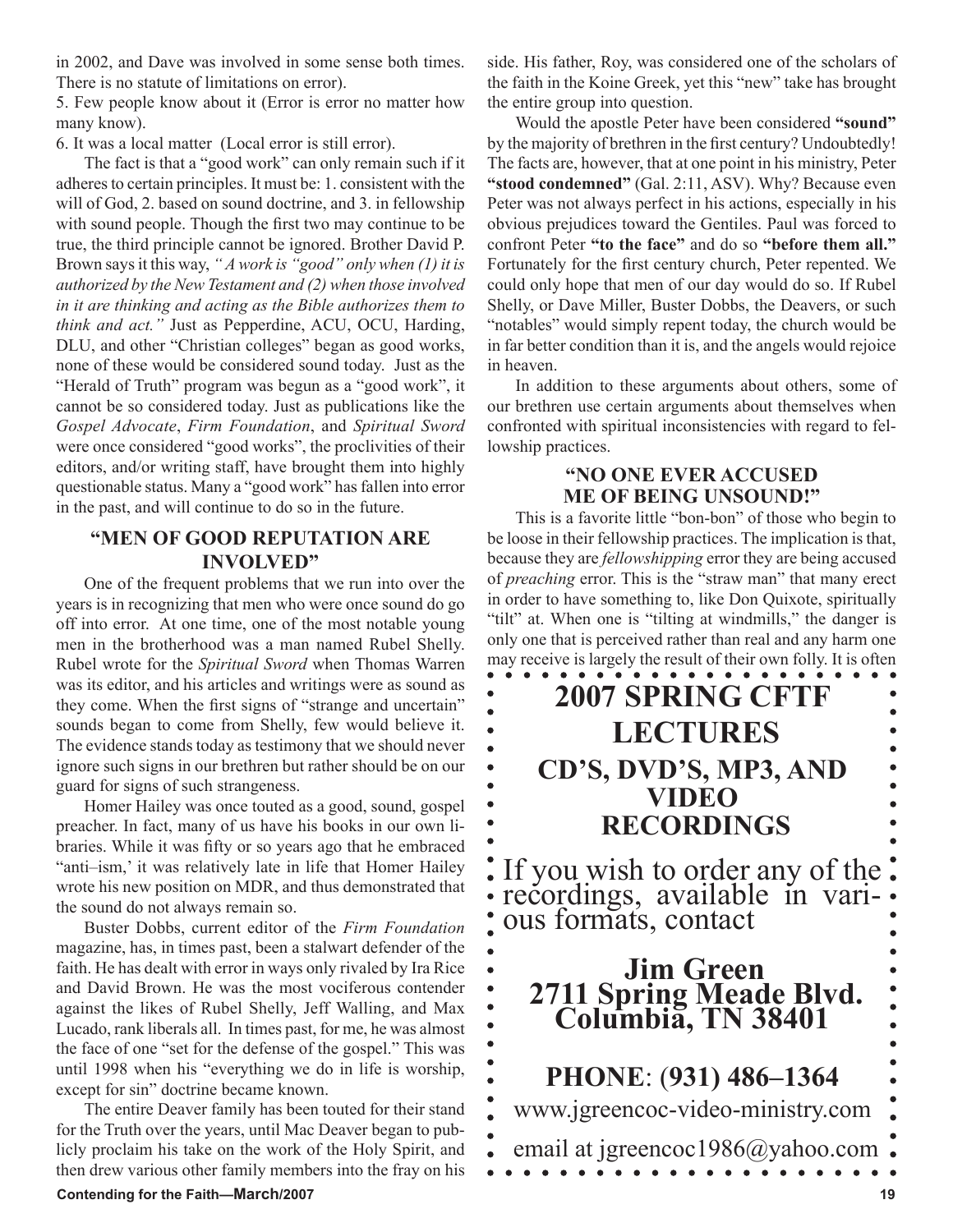in 2002, and Dave was involved in some sense both times. There is no statute of limitations on error).

5. Few people know about it (Error is error no matter how many know).

6. It was a local matter (Local error is still error).

The fact is that a "good work" can only remain such if it adheres to certain principles. It must be: 1. consistent with the will of God, 2. based on sound doctrine, and 3. in fellowship with sound people. Though the first two may continue to be true, the third principle cannot be ignored. Brother David P. Brown says it this way, *"A work is "good" only when (1) it is authorized by the New Testament and (2) when those involved in it are thinking and acting as the Bible authorizes them to think and act."* Just as Pepperdine, ACU, OCU, Harding, DLU, and other "Christian colleges" began as good works, none of these would be considered sound today. Just as the "Herald of Truth" program was begun as a "good work", it cannot be so considered today. Just as publications like the *Gospel Advocate*, *Firm Foundation*, and *Spiritual Sword* were once considered "good works", the proclivities of their editors, and/or writing staff, have brought them into highly questionable status. Many a "good work" has fallen into error in the past, and will continue to do so in the future.

### "MEN OF GOOD REPUTATION ARE INVOLVED"

One of the frequent problems that we run into over the years is in recognizing that men who were once sound do go off into error. At one time, one of the most notable young men in the brotherhood was a man named Rubel Shelly. Rubel wrote for the *Spiritual Sword* when Thomas Warren was its editor, and his articles and writings were as sound as they come. When the first signs of "strange and uncertain" sounds began to come from Shelly, few would believe it. The evidence stands today as testimony that we should never ignore such signs in our brethren but rather should be on our guard for signs of such strangeness.

Homer Hailey was once touted as a good, sound, gospel preacher. In fact, many of us have his books in our own libraries. While it was fifty or so years ago that he embraced "anti–ism,' it was relatively late in life that Homer Hailey wrote his new position on MDR, and thus demonstrated that the sound do not always remain so.

Buster Dobbs, current editor of the *Firm Foundation* magazine, has, in times past, been a stalwart defender of the faith. He has dealt with error in ways only rivaled by Ira Rice and David Brown. He was the most vociferous contender against the likes of Rubel Shelly, Jeff Walling, and Max Lucado, rank liberals all. In times past, for me, he was almost the face of one "set for the defense of the gospel." This was until 1998 when his "everything we do in life is worship, except for sin" doctrine became known.

The entire Deaver family has been touted for their stand for the Truth over the years, until Mac Deaver began to publicly proclaim his take on the work of the Holy Spirit, and then drew various other family members into the fray on his side. His father, Roy, was considered one of the scholars of the faith in the Koine Greek, yet this "new" take has brought the entire group into question.

Would the apostle Peter have been considered **"sound"** by the majority of brethren in the first century? Undoubtedly! The facts are, however, that at one point in his ministry, Peter **"stood condemned"** (Gal. 2:11, ASV). Why? Because even Peter was not always perfect in his actions, especially in his obvious prejudices toward the Gentiles. Paul was forced to confront Peter **"to the face"** and do so **"before them all."** Fortunately for the first century church, Peter repented. We could only hope that men of our day would do so. If Rubel Shelly, or Dave Miller, Buster Dobbs, the Deavers, or such "notables" would simply repent today, the church would be in far better condition than it is, and the angels would rejoice in heaven.

In addition to these arguments about others, some of our brethren use certain arguments about themselves when confronted with spiritual inconsistencies with regard to fellowship practices.

### "NO ONE EVER ACCUSED ME OF BEING UNSOUND!"

This is a favorite little "bon-bon" of those who begin to be loose in their fellowship practices. The implication is that, because they are *fellowshipping* error they are being accused of *preaching* error. This is the "straw man" that many erect in order to have something to, like Don Quixote, spiritually "tilt" at. When one is "tilting at windmills," the danger is only one that is perceived rather than real and any harm one may receive is largely the result of their own folly. It is often

---

## 2007 SPRING CFTF LECTURES

### CD'S, DVD'S, MP3, AND VIDEO RECORDINGS

If you wish to order any of the recordings, available in various formats, contact

**Jim Green**
**2711 Spring Meade Blvd.**
**Columbia, TN 38401**

**PHONE**: **(931) 486–1364**

www.jgreencoc-video-ministry.com

email at jgreencoc1986@yahoo.com

---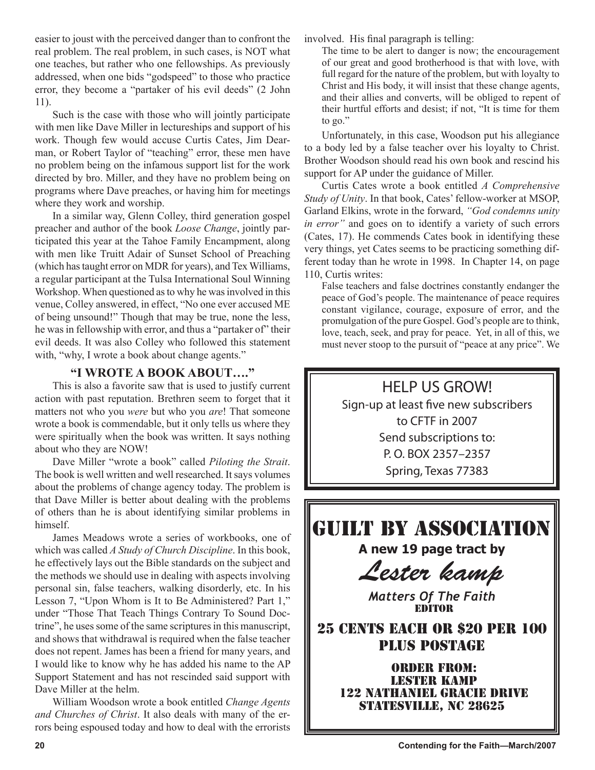easier to joust with the perceived danger than to confront the real problem. The real problem, in such cases, is NOT what one teaches, but rather who one fellowships. As previously addressed, when one bids "godspeed" to those who practice error, they become a "partaker of his evil deeds" (2 John 11).

Such is the case with those who will jointly participate with men like Dave Miller in lectureships and support of his work. Though few would accuse Curtis Cates, Jim Dearman, or Robert Taylor of "teaching" error, these men have no problem being on the infamous support list for the work directed by bro. Miller, and they have no problem being on programs where Dave preaches, or having him for meetings where they work and worship.

In a similar way, Glenn Colley, third generation gospel preacher and author of the book *Loose Change*, jointly participated this year at the Tahoe Family Encampment, along with men like Truitt Adair of Sunset School of Preaching (which has taught error on MDR for years), and Tex Williams, a regular participant at the Tulsa International Soul Winning Workshop. When questioned as to why he was involved in this venue, Colley answered, in effect, "No one ever accused ME of being unsound!" Though that may be true, none the less, he was in fellowship with error, and thus a "partaker of" their evil deeds. It was also Colley who followed this statement with, "why, I wrote a book about change agents."

## "I WROTE A BOOK ABOUT…."

This is also a favorite saw that is used to justify current action with past reputation. Brethren seem to forget that it matters not who you *were* but who you *are*! That someone wrote a book is commendable, but it only tells us where they were spiritually when the book was written. It says nothing about who they are NOW!

Dave Miller "wrote a book" called *Piloting the Strait*. The book is well written and well researched. It says volumes about the problems of change agency today. The problem is that Dave Miller is better about dealing with the problems of others than he is about identifying similar problems in himself.

James Meadows wrote a series of workbooks, one of which was called *A Study of Church Discipline*. In this book, he effectively lays out the Bible standards on the subject and the methods we should use in dealing with aspects involving personal sin, false teachers, walking disorderly, etc. In his Lesson 7, "Upon Whom is It to Be Administered? Part 1," under "Those That Teach Things Contrary To Sound Doctrine", he uses some of the same scriptures in this manuscript, and shows that withdrawal is required when the false teacher does not repent. James has been a friend for many years, and I would like to know why he has added his name to the AP Support Statement and has not rescinded said support with Dave Miller at the helm.

William Woodson wrote a book entitled *Change Agents and Churches of Christ*. It also deals with many of the errors being espoused today and how to deal with the errorists involved. His final paragraph is telling:

> The time to be alert to danger is now; the encouragement of our great and good brotherhood is that with love, with full regard for the nature of the problem, but with loyalty to Christ and His body, it will insist that these change agents, and their allies and converts, will be obliged to repent of their hurtful efforts and desist; if not, "It is time for them to go."

Unfortunately, in this case, Woodson put his allegiance to a body led by a false teacher over his loyalty to Christ. Brother Woodson should read his own book and rescind his support for AP under the guidance of Miller.

Curtis Cates wrote a book entitled *A Comprehensive Study of Unity*. In that book, Cates' fellow-worker at MSOP, Garland Elkins, wrote in the forward, *"God condemns unity in error"* and goes on to identify a variety of such errors (Cates, 17). He commends Cates book in identifying these very things, yet Cates seems to be practicing something different today than he wrote in 1998. In Chapter 14, on page 110, Curtis writes:

> False teachers and false doctrines constantly endanger the peace of God's people. The maintenance of peace requires constant vigilance, courage, exposure of error, and the promulgation of the pure Gospel. God's people are to think, love, teach, seek, and pray for peace. Yet, in all of this, we must never stoop to the pursuit of "peace at any price". We

---

HELP US GROW!

Sign-up at least five new subscribers to CFTF in 2007

Send subscriptions to:
P. O. BOX 2357–2357
Spring, Texas 77383

---

# GUILT BY ASSOCIATION

**A new 19 page tract by**

***Lester kamp***

***Matters Of The Faith***
**EDITOR**

**25 CENTS EACH OR $20 PER 100 PLUS POSTAGE**

**ORDER FROM:**
**LESTER KAMP**
**122 NATHANIEL GRACIE DRIVE**
**STATESVILLE, NC 28625**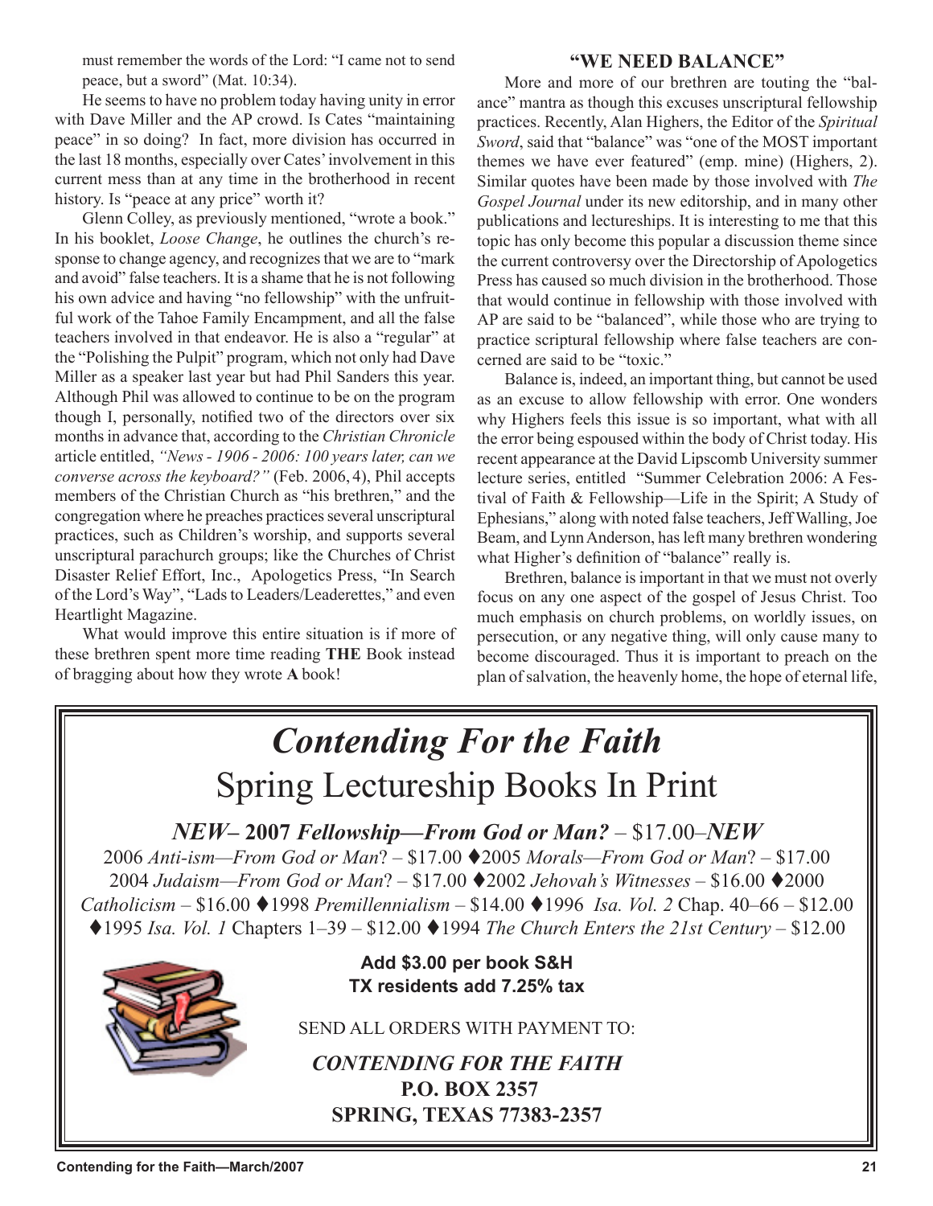must remember the words of the Lord: "I came not to send peace, but a sword" (Mat. 10:34).

He seems to have no problem today having unity in error with Dave Miller and the AP crowd. Is Cates "maintaining peace" in so doing? In fact, more division has occurred in the last 18 months, especially over Cates' involvement in this current mess than at any time in the brotherhood in recent history. Is "peace at any price" worth it?

Glenn Colley, as previously mentioned, "wrote a book." In his booklet, *Loose Change*, he outlines the church's response to change agency, and recognizes that we are to "mark and avoid" false teachers. It is a shame that he is not following his own advice and having "no fellowship" with the unfruitful work of the Tahoe Family Encampment, and all the false teachers involved in that endeavor. He is also a "regular" at the "Polishing the Pulpit" program, which not only had Dave Miller as a speaker last year but had Phil Sanders this year. Although Phil was allowed to continue to be on the program though I, personally, notified two of the directors over six months in advance that, according to the *Christian Chronicle* article entitled, *"News - 1906 - 2006: 100 years later, can we converse across the keyboard?"* (Feb. 2006, 4), Phil accepts members of the Christian Church as "his brethren," and the congregation where he preaches practices several unscriptural practices, such as Children's worship, and supports several unscriptural parachurch groups; like the Churches of Christ Disaster Relief Effort, Inc., Apologetics Press, "In Search of the Lord's Way", "Lads to Leaders/Leaderettes," and even Heartlight Magazine.

What would improve this entire situation is if more of these brethren spent more time reading **THE** Book instead of bragging about how they wrote **A** book!

### "WE NEED BALANCE"

More and more of our brethren are touting the "balance" mantra as though this excuses unscriptural fellowship practices. Recently, Alan Highers, the Editor of the *Spiritual Sword*, said that "balance" was "one of the MOST important themes we have ever featured" (emp. mine) (Highers, 2). Similar quotes have been made by those involved with *The Gospel Journal* under its new editorship, and in many other publications and lectureships. It is interesting to me that this topic has only become this popular a discussion theme since the current controversy over the Directorship of Apologetics Press has caused so much division in the brotherhood. Those that would continue in fellowship with those involved with AP are said to be "balanced", while those who are trying to practice scriptural fellowship where false teachers are concerned are said to be "toxic."

Balance is, indeed, an important thing, but cannot be used as an excuse to allow fellowship with error. One wonders why Highers feels this issue is so important, what with all the error being espoused within the body of Christ today. His recent appearance at the David Lipscomb University summer lecture series, entitled "Summer Celebration 2006: A Festival of Faith & Fellowship—Life in the Spirit; A Study of Ephesians," along with noted false teachers, Jeff Walling, Joe Beam, and Lynn Anderson, has left many brethren wondering what Higher's definition of "balance" really is.

Brethren, balance is important in that we must not overly focus on any one aspect of the gospel of Jesus Christ. Too much emphasis on church problems, on worldly issues, on persecution, or any negative thing, will only cause many to become discouraged. Thus it is important to preach on the plan of salvation, the heavenly home, the hope of eternal life,

---

## *Contending For the Faith*
## Spring Lectureship Books In Print

***NEW*– 2007 *Fellowship—From God or Man?* – $17.00–*NEW***

2006 *Anti-ism—From God or Man*? – $17.00 ♦2005 *Morals—From God or Man*? – $17.00
2004 *Judaism—From God or Man*? – $17.00 ♦2002 *Jehovah's Witnesses* – $16.00 ♦2000 *Catholicism* – $16.00 ♦1998 *Premillennialism* – $14.00 ♦1996 *Isa. Vol. 2* Chap. 40–66 – $12.00 ♦1995 *Isa. Vol. 1* Chapters 1–39 – $12.00 ♦1994 *The Church Enters the 21st Century* – $12.00

**Add $3.00 per book S&H**
**TX residents add 7.25% tax**

SEND ALL ORDERS WITH PAYMENT TO:

***CONTENDING FOR THE FAITH***
**P.O. BOX 2357**
**SPRING, TEXAS 77383-2357**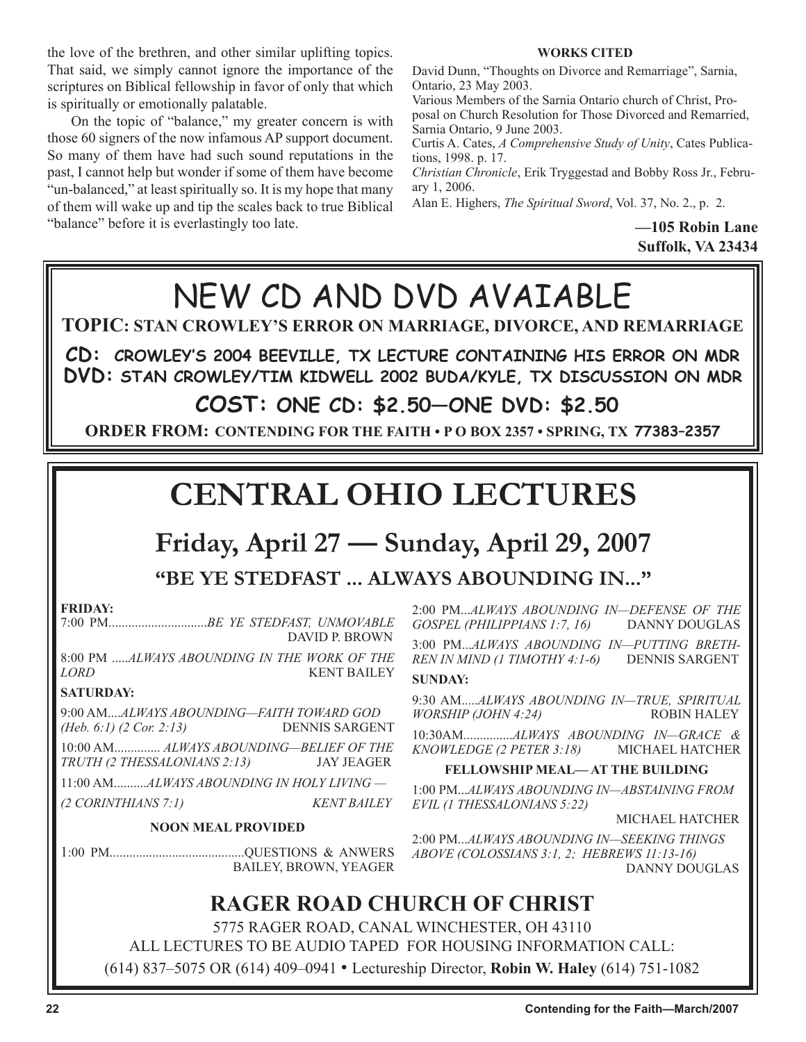the love of the brethren, and other similar uplifting topics. That said, we simply cannot ignore the importance of the scriptures on Biblical fellowship in favor of only that which is spiritually or emotionally palatable.

On the topic of "balance," my greater concern is with those 60 signers of the now infamous AP support document. So many of them have had such sound reputations in the past, I cannot help but wonder if some of them have become "un-balanced," at least spiritually so. It is my hope that many of them will wake up and tip the scales back to true Biblical "balance" before it is everlastingly too late.

**WORKS CITED**

David Dunn, "Thoughts on Divorce and Remarriage", Sarnia, Ontario, 23 May 2003.

Various Members of the Sarnia Ontario church of Christ, Proposal on Church Resolution for Those Divorced and Remarried, Sarnia Ontario, 9 June 2003.

Curtis A. Cates, *A Comprehensive Study of Unity*, Cates Publications, 1998. p. 17.

*Christian Chronicle*, Erik Tryggestad and Bobby Ross Jr., February 1, 2006.

Alan E. Highers, *The Spiritual Sword*, Vol. 37, No. 2., p. 2.

**—105 Robin Lane**
**Suffolk, VA 23434**

# NEW CD AND DVD AVAIABLE

**TOPIC: STAN CROWLEY'S ERROR ON MARRIAGE, DIVORCE, AND REMARRIAGE**

**CD: CROWLEY'S 2004 BEEVILLE, TX LECTURE CONTAINING HIS ERROR ON MDR**
**DVD: STAN CROWLEY/TIM KIDWELL 2002 BUDA/KYLE, TX DISCUSSION ON MDR**

**COST: ONE CD: $2.50—ONE DVD: $2.50**

**ORDER FROM: CONTENDING FOR THE FAITH • P O BOX 2357 • SPRING, TX 77383–2357**

# CENTRAL OHIO LECTURES

## Friday, April 27 — Sunday, April 29, 2007

### "BE YE STEDFAST ... ALWAYS ABOUNDING IN..."

**FRIDAY:**

7:00 PM.............................*BE YE STEDFAST, UNMOVABLE* DAVID P. BROWN

8:00 PM .....*ALWAYS ABOUNDING IN THE WORK OF THE LORD* KENT BAILEY

**SATURDAY:**

9:00 AM....*ALWAYS ABOUNDING—FAITH TOWARD GOD (Heb. 6:1) (2 Cor. 2:13)* DENNIS SARGENT

10:00 AM.............. *ALWAYS ABOUNDING—BELIEF OF THE TRUTH (2 THESSALONIANS 2:13)* JAY JEAGER

11:00 AM..........*ALWAYS ABOUNDING IN HOLY LIVING — (2 CORINTHIANS 7:1)* *KENT BAILEY*

**NOON MEAL PROVIDED**

1:00 PM.........................................QUESTIONS & ANWERS BAILEY, BROWN, YEAGER

2:00 PM...*ALWAYS ABOUNDING IN—DEFENSE OF THE GOSPEL (PHILIPPIANS 1:7, 16)* DANNY DOUGLAS

3:00 PM...*ALWAYS ABOUNDING IN—PUTTING BRETHREN IN MIND (1 TIMOTHY 4:1-6)* DENNIS SARGENT

**SUNDAY:**

9:30 AM.....*ALWAYS ABOUNDING IN—TRUE, SPIRITUAL WORSHIP (JOHN 4:24)* ROBIN HALEY

10:30AM...............*ALWAYS ABOUNDING IN—GRACE & KNOWLEDGE (2 PETER 3:18)* MICHAEL HATCHER

**FELLOWSHIP MEAL— AT THE BUILDING**

1:00 PM...*ALWAYS ABOUNDING IN—ABSTAINING FROM EVIL (1 THESSALONIANS 5:22)* MICHAEL HATCHER

2:00 PM...*ALWAYS ABOUNDING IN—SEEKING THINGS ABOVE (COLOSSIANS 3:1, 2; HEBREWS 11:13-16)* DANNY DOUGLAS

## RAGER ROAD CHURCH OF CHRIST

5775 RAGER ROAD, CANAL WINCHESTER, OH 43110

ALL LECTURES TO BE AUDIO TAPED FOR HOUSING INFORMATION CALL:

(614) 837–5075 OR (614) 409–0941 • Lectureship Director, **Robin W. Haley** (614) 751-1082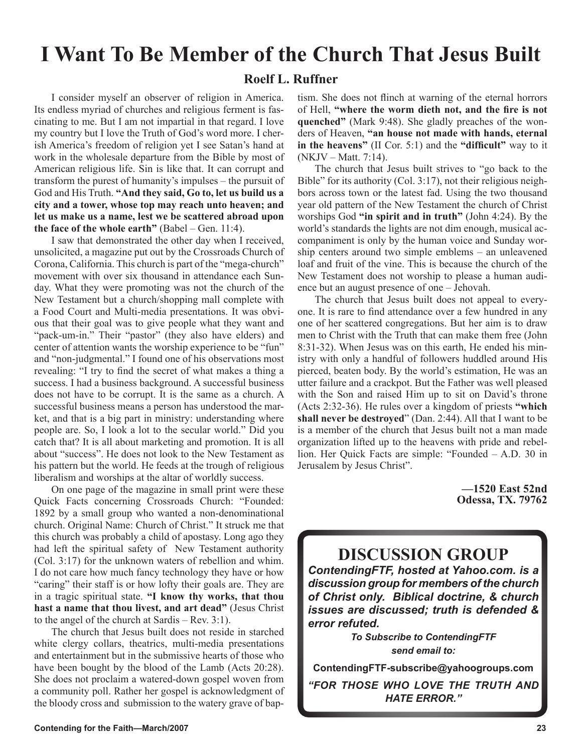# I Want To Be Member of the Church That Jesus Built

**Roelf L. Ruffner**

I consider myself an observer of religion in America. Its endless myriad of churches and religious ferment is fascinating to me. But I am not impartial in that regard. I love my country but I love the Truth of God's word more. I cherish America's freedom of religion yet I see Satan's hand at work in the wholesale departure from the Bible by most of American religious life. Sin is like that. It can corrupt and transform the purest of humanity's impulses – the pursuit of God and His Truth. **"And they said, Go to, let us build us a city and a tower, whose top may reach unto heaven; and let us make us a name, lest we be scattered abroad upon the face of the whole earth"** (Babel – Gen. 11:4).

I saw that demonstrated the other day when I received, unsolicited, a magazine put out by the Crossroads Church of Corona, California. This church is part of the "mega-church" movement with over six thousand in attendance each Sunday. What they were promoting was not the church of the New Testament but a church/shopping mall complete with a Food Court and Multi-media presentations. It was obvious that their goal was to give people what they want and "pack-um-in." Their "pastor" (they also have elders) and center of attention wants the worship experience to be "fun" and "non-judgmental." I found one of his observations most revealing: "I try to find the secret of what makes a thing a success. I had a business background. A successful business does not have to be corrupt. It is the same as a church. A successful business means a person has understood the market, and that is a big part in ministry: understanding where people are. So, I look a lot to the secular world." Did you catch that? It is all about marketing and promotion. It is all about "success". He does not look to the New Testament as his pattern but the world. He feeds at the trough of religious liberalism and worships at the altar of worldly success.

On one page of the magazine in small print were these Quick Facts concerning Crossroads Church: "Founded: 1892 by a small group who wanted a non-denominational church. Original Name: Church of Christ." It struck me that this church was probably a child of apostasy. Long ago they had left the spiritual safety of New Testament authority (Col. 3:17) for the unknown waters of rebellion and whim. I do not care how much fancy technology they have or how "caring" their staff is or how lofty their goals are. They are in a tragic spiritual state. **"I know thy works, that thou hast a name that thou livest, and art dead"** (Jesus Christ to the angel of the church at Sardis – Rev. 3:1).

The church that Jesus built does not reside in starched white clergy collars, theatrics, multi-media presentations and entertainment but in the submissive hearts of those who have been bought by the blood of the Lamb (Acts 20:28). She does not proclaim a watered-down gospel woven from a community poll. Rather her gospel is acknowledgment of the bloody cross and submission to the watery grave of baptism. She does not flinch at warning of the eternal horrors of Hell, **"where the worm dieth not, and the fire is not quenched"** (Mark 9:48). She gladly preaches of the wonders of Heaven, **"an house not made with hands, eternal in the heavens"** (II Cor. 5:1) and the **"difficult"** way to it (NKJV – Matt. 7:14).

The church that Jesus built strives to "go back to the Bible" for its authority (Col. 3:17), not their religious neighbors across town or the latest fad. Using the two thousand year old pattern of the New Testament the church of Christ worships God **"in spirit and in truth"** (John 4:24). By the world's standards the lights are not dim enough, musical accompaniment is only by the human voice and Sunday worship centers around two simple emblems – an unleavened loaf and fruit of the vine. This is because the church of the New Testament does not worship to please a human audience but an august presence of one – Jehovah.

The church that Jesus built does not appeal to everyone. It is rare to find attendance over a few hundred in any one of her scattered congregations. But her aim is to draw men to Christ with the Truth that can make them free (John 8:31-32). When Jesus was on this earth, He ended his ministry with only a handful of followers huddled around His pierced, beaten body. By the world's estimation, He was an utter failure and a crackpot. But the Father was well pleased with the Son and raised Him up to sit on David's throne (Acts 2:32-36). He rules over a kingdom of priests **"which shall never be destroyed"** (Dan. 2:44). All that I want to be is a member of the church that Jesus built not a man made organization lifted up to the heavens with pride and rebellion. Her Quick Facts are simple: "Founded – A.D. 30 in Jerusalem by Jesus Christ".

**—1520 East 52nd**
**Odessa, TX. 79762**

## DISCUSSION GROUP

***ContendingFTF, hosted at Yahoo.com. is a discussion group for members of the church of Christ only. Biblical doctrine, & church issues are discussed; truth is defended & error refuted.***

***To Subscribe to ContendingFTF send email to:***

**ContendingFTF-subscribe@yahoogroups.com**

***"FOR THOSE WHO LOVE THE TRUTH AND HATE ERROR."***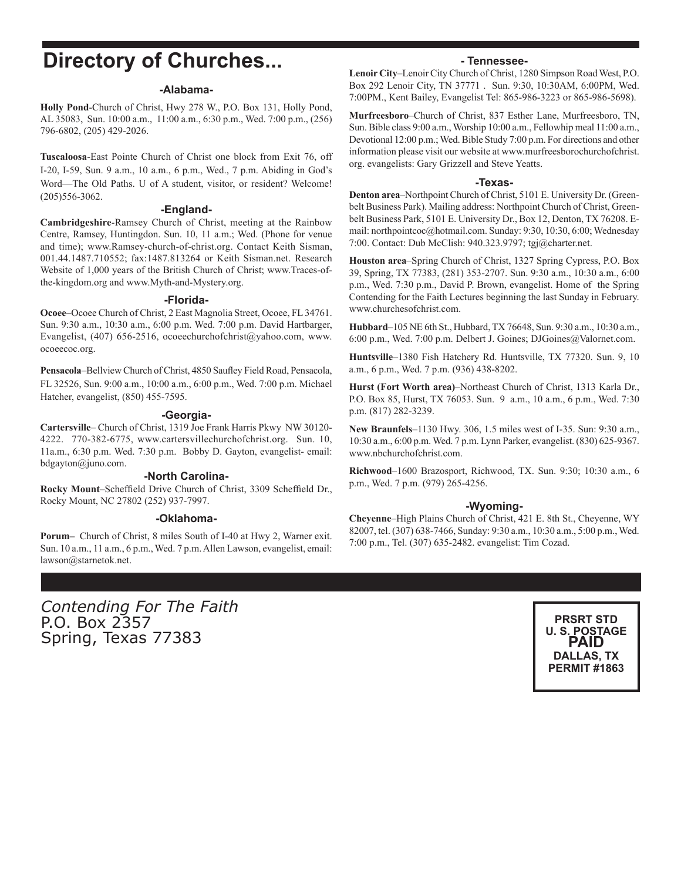# Directory of Churches...

### -Alabama-

**Holly Pond**-Church of Christ, Hwy 278 W., P.O. Box 131, Holly Pond, AL 35083, Sun. 10:00 a.m., 11:00 a.m., 6:30 p.m., Wed. 7:00 p.m., (256) 796-6802, (205) 429-2026.

**Tuscaloosa**-East Pointe Church of Christ one block from Exit 76, off I-20, I-59, Sun. 9 a.m., 10 a.m., 6 p.m., Wed., 7 p.m. Abiding in God's Word—The Old Paths. U of A student, visitor, or resident? Welcome! (205)556-3062.

### -England-

**Cambridgeshire**-Ramsey Church of Christ, meeting at the Rainbow Centre, Ramsey, Huntingdon. Sun. 10, 11 a.m.; Wed. (Phone for venue and time); www.Ramsey-church-of-christ.org. Contact Keith Sisman, 001.44.1487.710552; fax:1487.813264 or Keith Sisman.net. Research Website of 1,000 years of the British Church of Christ; www.Traces-of-the-kingdom.org and www.Myth-and-Mystery.org.

### -Florida-

**Ocoee**–Ocoee Church of Christ, 2 East Magnolia Street, Ocoee, FL 34761. Sun. 9:30 a.m., 10:30 a.m., 6:00 p.m. Wed. 7:00 p.m. David Hartbarger, Evangelist, (407) 656-2516, ocoeechurchofchrist@yahoo.com, www.ocoeecoc.org.

**Pensacola**–Bellview Church of Christ, 4850 Saufley Field Road, Pensacola, FL 32526, Sun. 9:00 a.m., 10:00 a.m., 6:00 p.m., Wed. 7:00 p.m. Michael Hatcher, evangelist, (850) 455-7595.

### -Georgia-

**Cartersville**– Church of Christ, 1319 Joe Frank Harris Pkwy NW 30120-4222. 770-382-6775, www.cartersvillechurchofchrist.org. Sun. 10, 11a.m., 6:30 p.m. Wed. 7:30 p.m. Bobby D. Gayton, evangelist- email: bdgayton@juno.com.

### -North Carolina-

**Rocky Mount**–Scheffield Drive Church of Christ, 3309 Scheffield Dr., Rocky Mount, NC 27802 (252) 937-7997.

### -Oklahoma-

**Porum–** Church of Christ, 8 miles South of I-40 at Hwy 2, Warner exit. Sun. 10 a.m., 11 a.m., 6 p.m., Wed. 7 p.m. Allen Lawson, evangelist, email: lawson@starnetok.net.

### - Tennessee-

**Lenoir City**–Lenoir City Church of Christ, 1280 Simpson Road West, P.O. Box 292 Lenoir City, TN 37771 . Sun. 9:30, 10:30AM, 6:00PM, Wed. 7:00PM., Kent Bailey, Evangelist Tel: 865-986-3223 or 865-986-5698).

**Murfreesboro**–Church of Christ, 837 Esther Lane, Murfreesboro, TN, Sun. Bible class 9:00 a.m., Worship 10:00 a.m., Fellowhip meal 11:00 a.m., Devotional 12:00 p.m.; Wed. Bible Study 7:00 p.m. For directions and other information please visit our website at www.murfreesborochurchofchrist.org. evangelists: Gary Grizzell and Steve Yeatts.

### -Texas-

**Denton area**–Northpoint Church of Christ, 5101 E. University Dr. (Greenbelt Business Park). Mailing address: Northpoint Church of Christ, Greenbelt Business Park, 5101 E. University Dr., Box 12, Denton, TX 76208. E-mail: northpointcoc@hotmail.com. Sunday: 9:30, 10:30, 6:00; Wednesday 7:00. Contact: Dub McClish: 940.323.9797; tgj@charter.net.

**Houston area**–Spring Church of Christ, 1327 Spring Cypress, P.O. Box 39, Spring, TX 77383, (281) 353-2707. Sun. 9:30 a.m., 10:30 a.m., 6:00 p.m., Wed. 7:30 p.m., David P. Brown, evangelist. Home of the Spring Contending for the Faith Lectures beginning the last Sunday in February. www.churchesofchrist.com.

**Hubbard**–105 NE 6th St., Hubbard, TX 76648, Sun. 9:30 a.m., 10:30 a.m., 6:00 p.m., Wed. 7:00 p.m. Delbert J. Goines; DJGoines@Valornet.com.

**Huntsville**–1380 Fish Hatchery Rd. Huntsville, TX 77320. Sun. 9, 10 a.m., 6 p.m., Wed. 7 p.m. (936) 438-8202.

**Hurst (Fort Worth area)**–Northeast Church of Christ, 1313 Karla Dr., P.O. Box 85, Hurst, TX 76053. Sun. 9 a.m., 10 a.m., 6 p.m., Wed. 7:30 p.m. (817) 282-3239.

**New Braunfels**–1130 Hwy. 306, 1.5 miles west of I-35. Sun: 9:30 a.m., 10:30 a.m., 6:00 p.m. Wed. 7 p.m. Lynn Parker, evangelist. (830) 625-9367. www.nbchurchofchrist.com.

**Richwood**–1600 Brazosport, Richwood, TX. Sun. 9:30; 10:30 a.m., 6 p.m., Wed. 7 p.m. (979) 265-4256.

### -Wyoming-

**Cheyenne**–High Plains Church of Christ, 421 E. 8th St., Cheyenne, WY 82007, tel. (307) 638-7466, Sunday: 9:30 a.m., 10:30 a.m., 5:00 p.m., Wed. 7:00 p.m., Tel. (307) 635-2482. evangelist: Tim Cozad.

*Contending For The Faith*
P.O. Box 2357
Spring, Texas 77383

PRSRT STD
U. S. POSTAGE
**PAID**
DALLAS, TX
PERMIT #1863